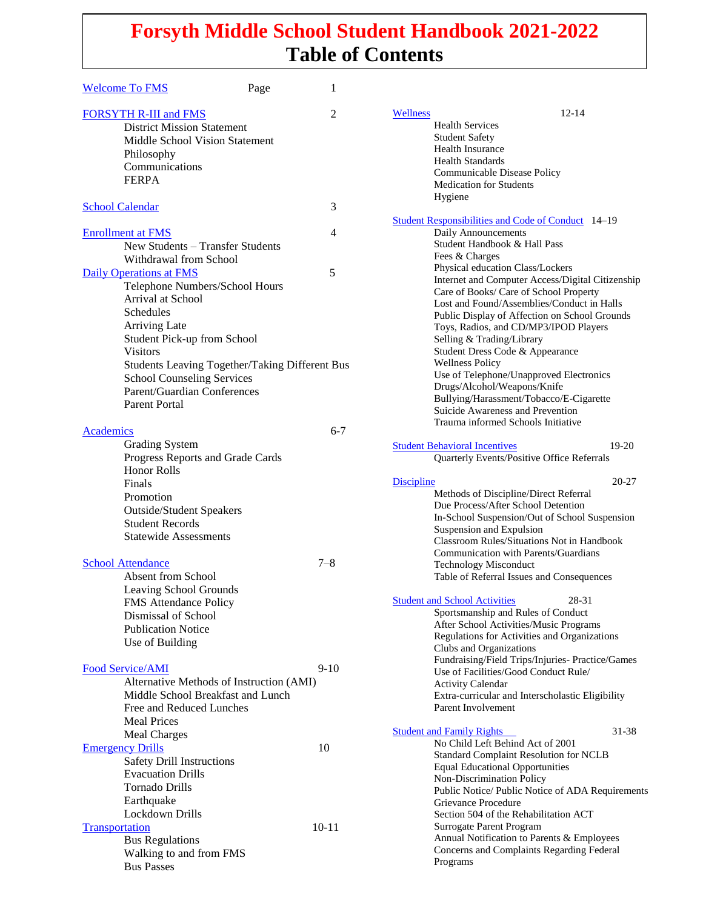# Forsyth Middle School Student Handbook 2021-2022
# Table of Contents

**Welcome To FMS** — Page 1

**FORSYTH R-III and FMS** — 2
- District Mission Statement
- Middle School Vision Statement
- Philosophy
- Communications
- FERPA

**School Calendar** — 3

**Enrollment at FMS** — 4
- New Students – Transfer Students
- Withdrawal from School

**Daily Operations at FMS** — 5
- Telephone Numbers/School Hours
- Arrival at School
- Schedules
- Arriving Late
- Student Pick-up from School
- Visitors
- Students Leaving Together/Taking Different Bus
- School Counseling Services
- Parent/Guardian Conferences
- Parent Portal

**Academics** — 6-7
- Grading System
- Progress Reports and Grade Cards
- Honor Rolls
- Finals
- Promotion
- Outside/Student Speakers
- Student Records
- Statewide Assessments

**School Attendance** — 7–8
- Absent from School
- Leaving School Grounds
- FMS Attendance Policy
- Dismissal of School
- Publication Notice
- Use of Building

**Food Service/AMI** — 9-10
- Alternative Methods of Instruction (AMI)
- Middle School Breakfast and Lunch
- Free and Reduced Lunches
- Meal Prices
- Meal Charges

**Emergency Drills** — 10
- Safety Drill Instructions
- Evacuation Drills
- Tornado Drills
- Earthquake
- Lockdown Drills

**Transportation** — 10-11
- Bus Regulations
- Walking to and from FMS
- Bus Passes

**Wellness** — 12-14
- Health Services
- Student Safety
- Health Insurance
- Health Standards
- Communicable Disease Policy
- Medication for Students
- Hygiene

**Student Responsibilities and Code of Conduct** — 14–19
- Daily Announcements
- Student Handbook & Hall Pass
- Fees & Charges
- Physical education Class/Lockers
- Internet and Computer Access/Digital Citizenship
- Care of Books/ Care of School Property
- Lost and Found/Assemblies/Conduct in Halls
- Public Display of Affection on School Grounds
- Toys, Radios, and CD/MP3/IPOD Players
- Selling & Trading/Library
- Student Dress Code & Appearance
- Wellness Policy
- Use of Telephone/Unapproved Electronics
- Drugs/Alcohol/Weapons/Knife
- Bullying/Harassment/Tobacco/E-Cigarette
- Suicide Awareness and Prevention
- Trauma informed Schools Initiative

**Student Behavioral Incentives** — 19-20
- Quarterly Events/Positive Office Referrals

**Discipline** — 20-27
- Methods of Discipline/Direct Referral
- Due Process/After School Detention
- In-School Suspension/Out of School Suspension
- Suspension and Expulsion
- Classroom Rules/Situations Not in Handbook
- Communication with Parents/Guardians
- Technology Misconduct
- Table of Referral Issues and Consequences

**Student and School Activities** — 28-31
- Sportsmanship and Rules of Conduct
- After School Activities/Music Programs
- Regulations for Activities and Organizations
- Clubs and Organizations
- Fundraising/Field Trips/Injuries- Practice/Games
- Use of Facilities/Good Conduct Rule/
- Activity Calendar
- Extra-curricular and Interscholastic Eligibility
- Parent Involvement

**Student and Family Rights** — 31-38
- No Child Left Behind Act of 2001
- Standard Complaint Resolution for NCLB
- Equal Educational Opportunities
- Non-Discrimination Policy
- Public Notice/ Public Notice of ADA Requirements
- Grievance Procedure
- Section 504 of the Rehabilitation ACT
- Surrogate Parent Program
- Annual Notification to Parents & Employees
- Concerns and Complaints Regarding Federal Programs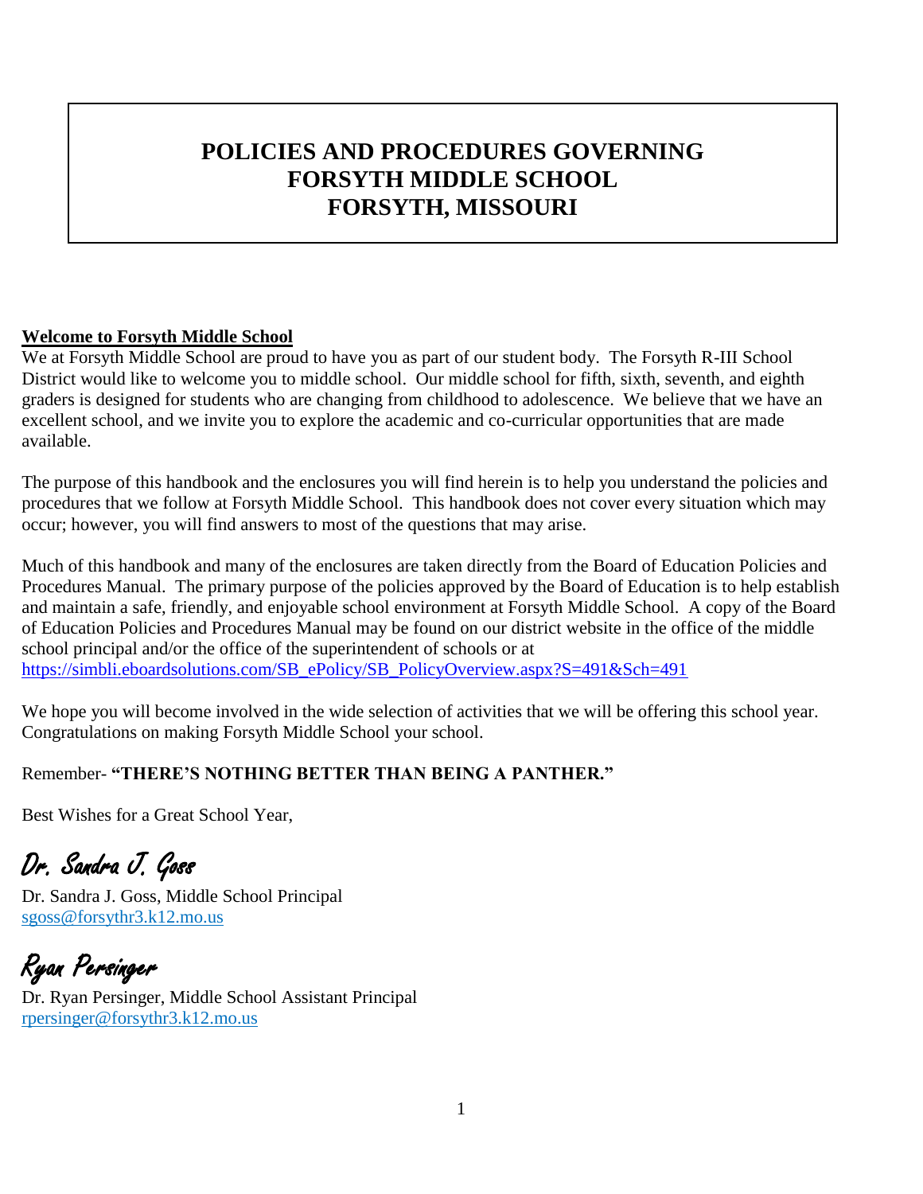# POLICIES AND PROCEDURES GOVERNING FORSYTH MIDDLE SCHOOL FORSYTH, MISSOURI

**Welcome to Forsyth Middle School**

We at Forsyth Middle School are proud to have you as part of our student body. The Forsyth R-III School District would like to welcome you to middle school. Our middle school for fifth, sixth, seventh, and eighth graders is designed for students who are changing from childhood to adolescence. We believe that we have an excellent school, and we invite you to explore the academic and co-curricular opportunities that are made available.

The purpose of this handbook and the enclosures you will find herein is to help you understand the policies and procedures that we follow at Forsyth Middle School. This handbook does not cover every situation which may occur; however, you will find answers to most of the questions that may arise.

Much of this handbook and many of the enclosures are taken directly from the Board of Education Policies and Procedures Manual. The primary purpose of the policies approved by the Board of Education is to help establish and maintain a safe, friendly, and enjoyable school environment at Forsyth Middle School. A copy of the Board of Education Policies and Procedures Manual may be found on our district website in the office of the middle school principal and/or the office of the superintendent of schools or at https://simbli.eboardsolutions.com/SB_ePolicy/SB_PolicyOverview.aspx?S=491&Sch=491

We hope you will become involved in the wide selection of activities that we will be offering this school year. Congratulations on making Forsyth Middle School your school.

Remember- **"THERE'S NOTHING BETTER THAN BEING A PANTHER."**

Best Wishes for a Great School Year,

*Dr. Sandra J. Goss*

Dr. Sandra J. Goss, Middle School Principal
sgoss@forsythr3.k12.mo.us

*Ryan Persinger*

Dr. Ryan Persinger, Middle School Assistant Principal
rpersinger@forsythr3.k12.mo.us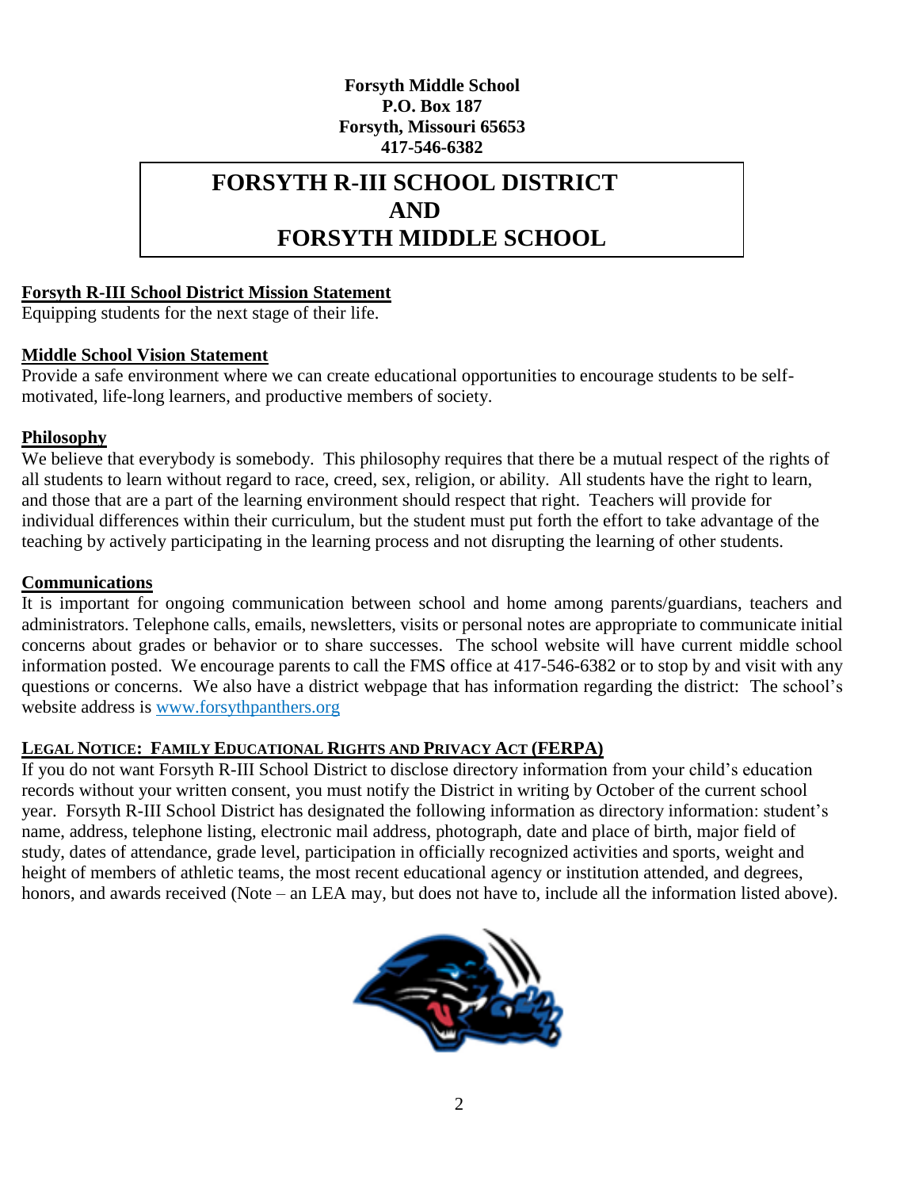**Forsyth Middle School**
**P.O. Box 187**
**Forsyth, Missouri 65653**
**417-546-6382**

# FORSYTH R-III SCHOOL DISTRICT AND FORSYTH MIDDLE SCHOOL

## Forsyth R-III School District Mission Statement

Equipping students for the next stage of their life.

## Middle School Vision Statement

Provide a safe environment where we can create educational opportunities to encourage students to be self-motivated, life-long learners, and productive members of society.

## Philosophy

We believe that everybody is somebody. This philosophy requires that there be a mutual respect of the rights of all students to learn without regard to race, creed, sex, religion, or ability. All students have the right to learn, and those that are a part of the learning environment should respect that right. Teachers will provide for individual differences within their curriculum, but the student must put forth the effort to take advantage of the teaching by actively participating in the learning process and not disrupting the learning of other students.

## Communications

It is important for ongoing communication between school and home among parents/guardians, teachers and administrators. Telephone calls, emails, newsletters, visits or personal notes are appropriate to communicate initial concerns about grades or behavior or to share successes. The school website will have current middle school information posted. We encourage parents to call the FMS office at 417-546-6382 or to stop by and visit with any questions or concerns. We also have a district webpage that has information regarding the district: The school's website address is www.forsythpanthers.org

## Legal Notice: Family Educational Rights and Privacy Act (FERPA)

If you do not want Forsyth R-III School District to disclose directory information from your child's education records without your written consent, you must notify the District in writing by October of the current school year. Forsyth R-III School District has designated the following information as directory information: student's name, address, telephone listing, electronic mail address, photograph, date and place of birth, major field of study, dates of attendance, grade level, participation in officially recognized activities and sports, weight and height of members of athletic teams, the most recent educational agency or institution attended, and degrees, honors, and awards received (Note – an LEA may, but does not have to, include all the information listed above).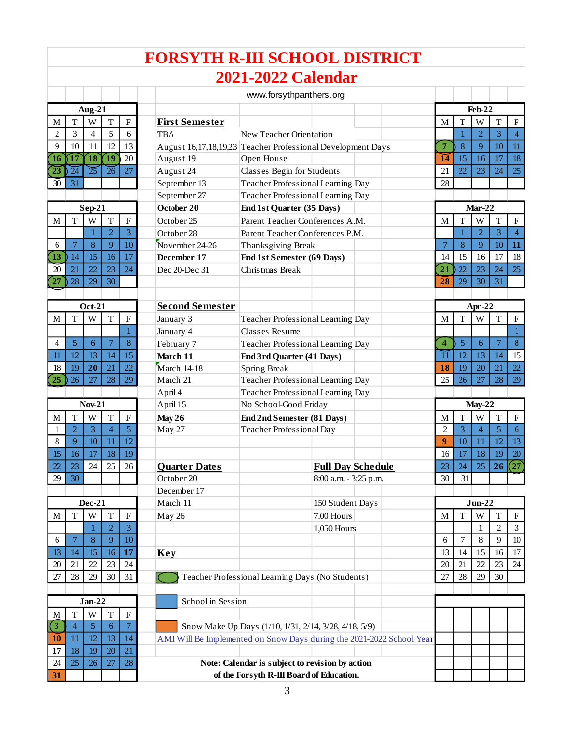# FORSYTH R-III SCHOOL DISTRICT

## 2021-2022 Calendar

www.forsythpanthers.org

### First Semester

| Date | Event |
|---|---|
| TBA | New Teacher Orientation |
| August 16,17,18,19,23 | Teacher Professional Development Days |
| August 19 | Open House |
| August 24 | Classes Begin for Students |
| September 13 | Teacher Professional Learning Day |
| September 27 | Teacher Professional Learning Day |
| **October 20** | **End 1st Quarter (35 Days)** |
| October 25 | Parent Teacher Conferences A.M. |
| October 28 | Parent Teacher Conferences P.M. |
| November 24-26 | Thanksgiving Break |
| **December 17** | **End 1st Semester (69 Days)** |
| Dec 20-Dec 31 | Christmas Break |

### Second Semester

| Date | Event |
|---|---|
| January 3 | Teacher Professional Learning Day |
| January 4 | Classes Resume |
| February 7 | Teacher Professional Learning Day |
| **March 11** | **End 3rd Quarter (41 Days)** |
| March 14-18 | Spring Break |
| March 21 | Teacher Professional Learning Day |
| April 4 | Teacher Professional Learning Day |
| April 15 | No School-Good Friday |
| **May 26** | **End 2nd Semester (81 Days)** |
| May 27 | Teacher Professional Day |

### Quarter Dates

- October 20
- December 17
- March 11
- May 26

### Full Day Schedule

8:00 a.m. - 3:25 p.m.

150 Student Days

7.00 Hours

1,050 Hours

### Key

- Green circle: Teacher Professional Learning Days (No Students)
- Blue: School in Session
- Orange: Snow Make Up Days (1/10, 1/31, 2/14, 3/28, 4/18, 5/9)

AMI Will Be Implemented on Snow Days during the 2021-2022 School Year

**Note: Calendar is subject to revision by action of the Forsyth R-III Board of Education.**

### Aug-21

| M | T | W | T | F |
|---|---|---|---|---|
| 2 | 3 | 4 | 5 | 6 |
| 9 | 10 | 11 | 12 | 13 |
| 16 | 17 | 18 | 19 | 20 |
| 23 | 24 | 25 | 26 | 27 |
| 30 | 31 | | | |

### Sep-21

| M | T | W | T | F |
|---|---|---|---|---|
| | | 1 | 2 | 3 |
| 6 | 7 | 8 | 9 | 10 |
| 13 | 14 | 15 | 16 | 17 |
| 20 | 21 | 22 | 23 | 24 |
| 27 | 28 | 29 | 30 | |

### Oct-21

| M | T | W | T | F |
|---|---|---|---|---|
| | | | | 1 |
| 4 | 5 | 6 | 7 | 8 |
| 11 | 12 | 13 | 14 | 15 |
| 18 | 19 | **20** | 21 | 22 |
| 25 | 26 | 27 | 28 | 29 |

### Nov-21

| M | T | W | T | F |
|---|---|---|---|---|
| 1 | 2 | 3 | 4 | 5 |
| 8 | 9 | 10 | 11 | 12 |
| 15 | 16 | 17 | 18 | 19 |
| 22 | 23 | 24 | 25 | 26 |
| 29 | 30 | | | |

### Dec-21

| M | T | W | T | F |
|---|---|---|---|---|
| | | 1 | 2 | 3 |
| 6 | 7 | 8 | 9 | 10 |
| 13 | 14 | 15 | 16 | **17** |
| 20 | 21 | 22 | 23 | 24 |
| 27 | 28 | 29 | 30 | 31 |

### Jan-22

| M | T | W | T | F |
|---|---|---|---|---|
| 3 | 4 | 5 | 6 | 7 |
| **10** | 11 | 12 | 13 | 14 |
| **17** | 18 | 19 | 20 | 21 |
| 24 | 25 | 26 | 27 | 28 |
| **31** | | | | |

### Feb-22

| M | T | W | T | F |
|---|---|---|---|---|
| | 1 | 2 | 3 | 4 |
| 7 | 8 | 9 | 10 | 11 |
| **14** | 15 | 16 | 17 | 18 |
| 21 | 22 | 23 | 24 | 25 |
| 28 | | | | |

### Mar-22

| M | T | W | T | F |
|---|---|---|---|---|
| | 1 | 2 | 3 | 4 |
| 7 | 8 | 9 | 10 | **11** |
| 14 | 15 | 16 | 17 | 18 |
| 21 | 22 | 23 | 24 | 25 |
| **28** | 29 | 30 | 31 | |

### Apr-22

| M | T | W | T | F |
|---|---|---|---|---|
| | | | | 1 |
| 4 | 5 | 6 | 7 | 8 |
| 11 | 12 | 13 | 14 | 15 |
| **18** | 19 | 20 | 21 | 22 |
| 25 | 26 | 27 | 28 | 29 |

### May-22

| M | T | W | T | F |
|---|---|---|---|---|
| 2 | 3 | 4 | 5 | 6 |
| **9** | 10 | 11 | 12 | 13 |
| 16 | 17 | 18 | 19 | 20 |
| 23 | 24 | 25 | **26** | 27 |
| 30 | 31 | | | |

### Jun-22

| M | T | W | T | F |
|---|---|---|---|---|
| | | 1 | 2 | 3 |
| 6 | 7 | 8 | 9 | 10 |
| 13 | 14 | 15 | 16 | 17 |
| 20 | 21 | 22 | 23 | 24 |
| 27 | 28 | 29 | 30 | |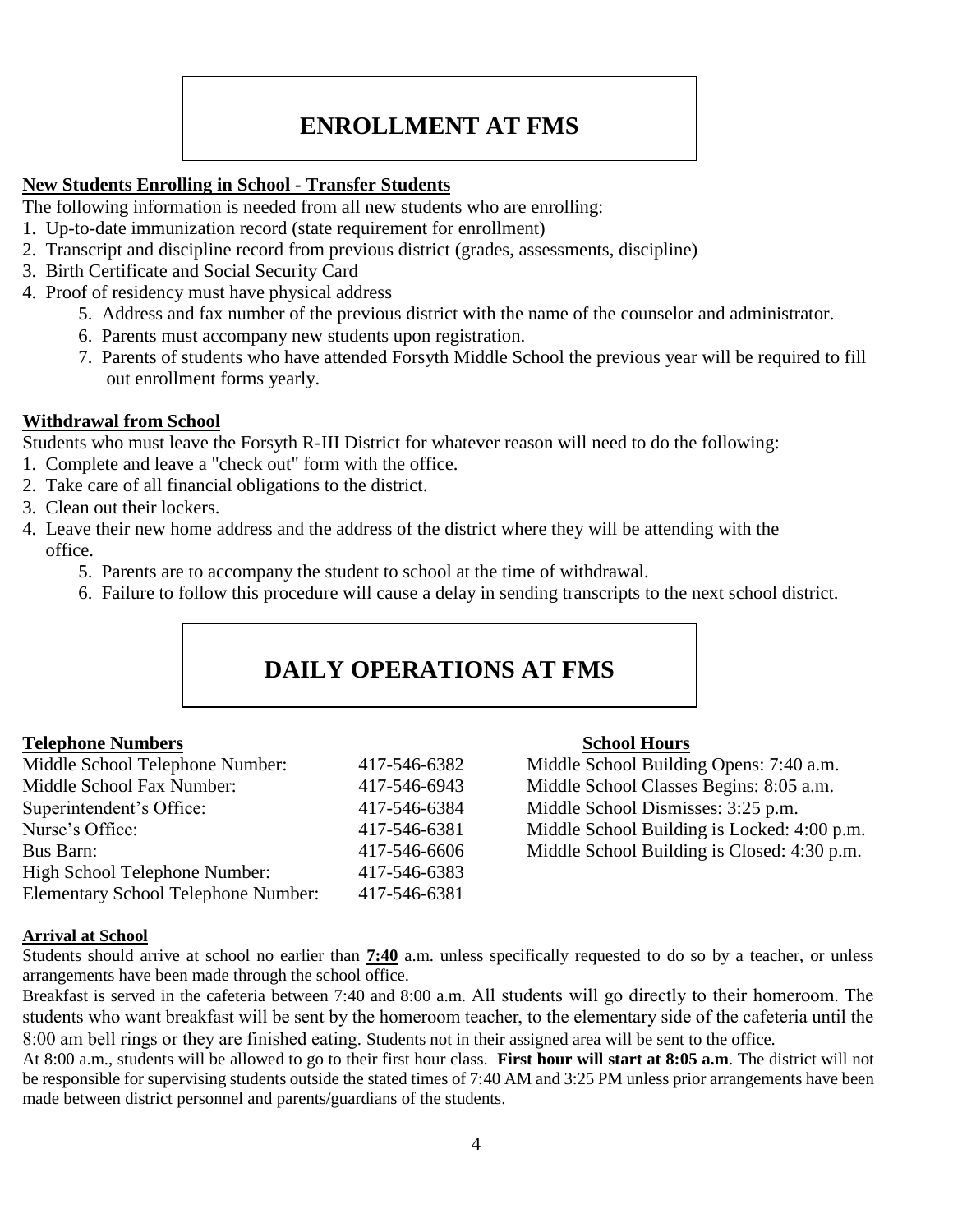# ENROLLMENT AT FMS

**New Students Enrolling in School - Transfer Students**

The following information is needed from all new students who are enrolling:

1. Up-to-date immunization record (state requirement for enrollment)
2. Transcript and discipline record from previous district (grades, assessments, discipline)
3. Birth Certificate and Social Security Card
4. Proof of residency must have physical address
5. Address and fax number of the previous district with the name of the counselor and administrator.
6. Parents must accompany new students upon registration.
7. Parents of students who have attended Forsyth Middle School the previous year will be required to fill out enrollment forms yearly.

**Withdrawal from School**

Students who must leave the Forsyth R-III District for whatever reason will need to do the following:

1. Complete and leave a "check out" form with the office.
2. Take care of all financial obligations to the district.
3. Clean out their lockers.
4. Leave their new home address and the address of the district where they will be attending with the office.
5. Parents are to accompany the student to school at the time of withdrawal.
6. Failure to follow this procedure will cause a delay in sending transcripts to the next school district.

# DAILY OPERATIONS AT FMS

**Telephone Numbers**

| | |
|---|---|
| Middle School Telephone Number: | 417-546-6382 |
| Middle School Fax Number: | 417-546-6943 |
| Superintendent's Office: | 417-546-6384 |
| Nurse's Office: | 417-546-6381 |
| Bus Barn: | 417-546-6606 |
| High School Telephone Number: | 417-546-6383 |
| Elementary School Telephone Number: | 417-546-6381 |

**School Hours**

Middle School Building Opens: 7:40 a.m.
Middle School Classes Begins: 8:05 a.m.
Middle School Dismisses: 3:25 p.m.
Middle School Building is Locked: 4:00 p.m.
Middle School Building is Closed: 4:30 p.m.

**Arrival at School**

Students should arrive at school no earlier than **7:40** a.m. unless specifically requested to do so by a teacher, or unless arrangements have been made through the school office.

Breakfast is served in the cafeteria between 7:40 and 8:00 a.m. All students will go directly to their homeroom. The students who want breakfast will be sent by the homeroom teacher, to the elementary side of the cafeteria until the 8:00 am bell rings or they are finished eating. Students not in their assigned area will be sent to the office.

At 8:00 a.m., students will be allowed to go to their first hour class. **First hour will start at 8:05 a.m**. The district will not be responsible for supervising students outside the stated times of 7:40 AM and 3:25 PM unless prior arrangements have been made between district personnel and parents/guardians of the students.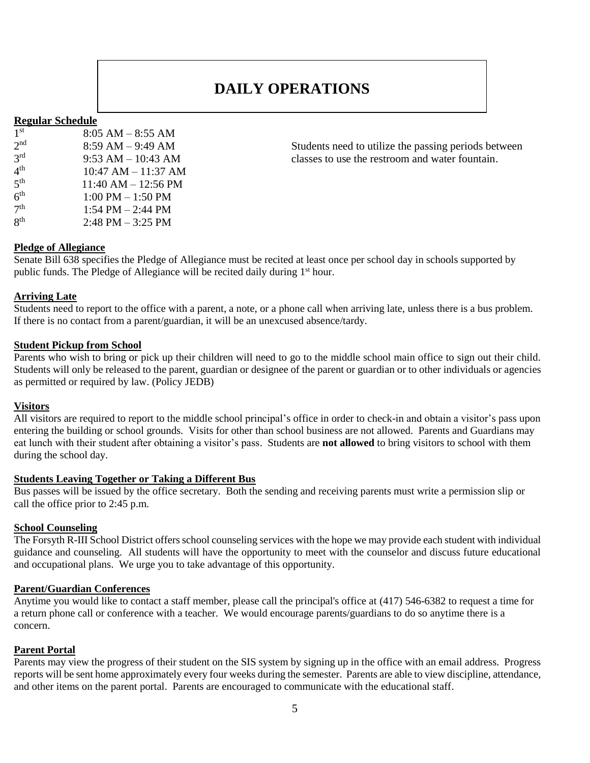# DAILY OPERATIONS

**Regular Schedule**

| | |
|---|---|
| 1st | 8:05 AM – 8:55 AM |
| 2nd | 8:59 AM – 9:49 AM |
| 3rd | 9:53 AM – 10:43 AM |
| 4th | 10:47 AM – 11:37 AM |
| 5th | 11:40 AM – 12:56 PM |
| 6th | 1:00 PM – 1:50 PM |
| 7th | 1:54 PM – 2:44 PM |
| 8th | 2:48 PM – 3:25 PM |

Students need to utilize the passing periods between classes to use the restroom and water fountain.

**Pledge of Allegiance**

Senate Bill 638 specifies the Pledge of Allegiance must be recited at least once per school day in schools supported by public funds. The Pledge of Allegiance will be recited daily during 1st hour.

**Arriving Late**

Students need to report to the office with a parent, a note, or a phone call when arriving late, unless there is a bus problem. If there is no contact from a parent/guardian, it will be an unexcused absence/tardy.

**Student Pickup from School**

Parents who wish to bring or pick up their children will need to go to the middle school main office to sign out their child. Students will only be released to the parent, guardian or designee of the parent or guardian or to other individuals or agencies as permitted or required by law. (Policy JEDB)

**Visitors**

All visitors are required to report to the middle school principal's office in order to check-in and obtain a visitor's pass upon entering the building or school grounds. Visits for other than school business are not allowed. Parents and Guardians may eat lunch with their student after obtaining a visitor's pass. Students are **not allowed** to bring visitors to school with them during the school day.

**Students Leaving Together or Taking a Different Bus**

Bus passes will be issued by the office secretary. Both the sending and receiving parents must write a permission slip or call the office prior to 2:45 p.m.

**School Counseling**

The Forsyth R-III School District offers school counseling services with the hope we may provide each student with individual guidance and counseling. All students will have the opportunity to meet with the counselor and discuss future educational and occupational plans. We urge you to take advantage of this opportunity.

**Parent/Guardian Conferences**

Anytime you would like to contact a staff member, please call the principal's office at (417) 546-6382 to request a time for a return phone call or conference with a teacher. We would encourage parents/guardians to do so anytime there is a concern.

**Parent Portal**

Parents may view the progress of their student on the SIS system by signing up in the office with an email address. Progress reports will be sent home approximately every four weeks during the semester. Parents are able to view discipline, attendance, and other items on the parent portal. Parents are encouraged to communicate with the educational staff.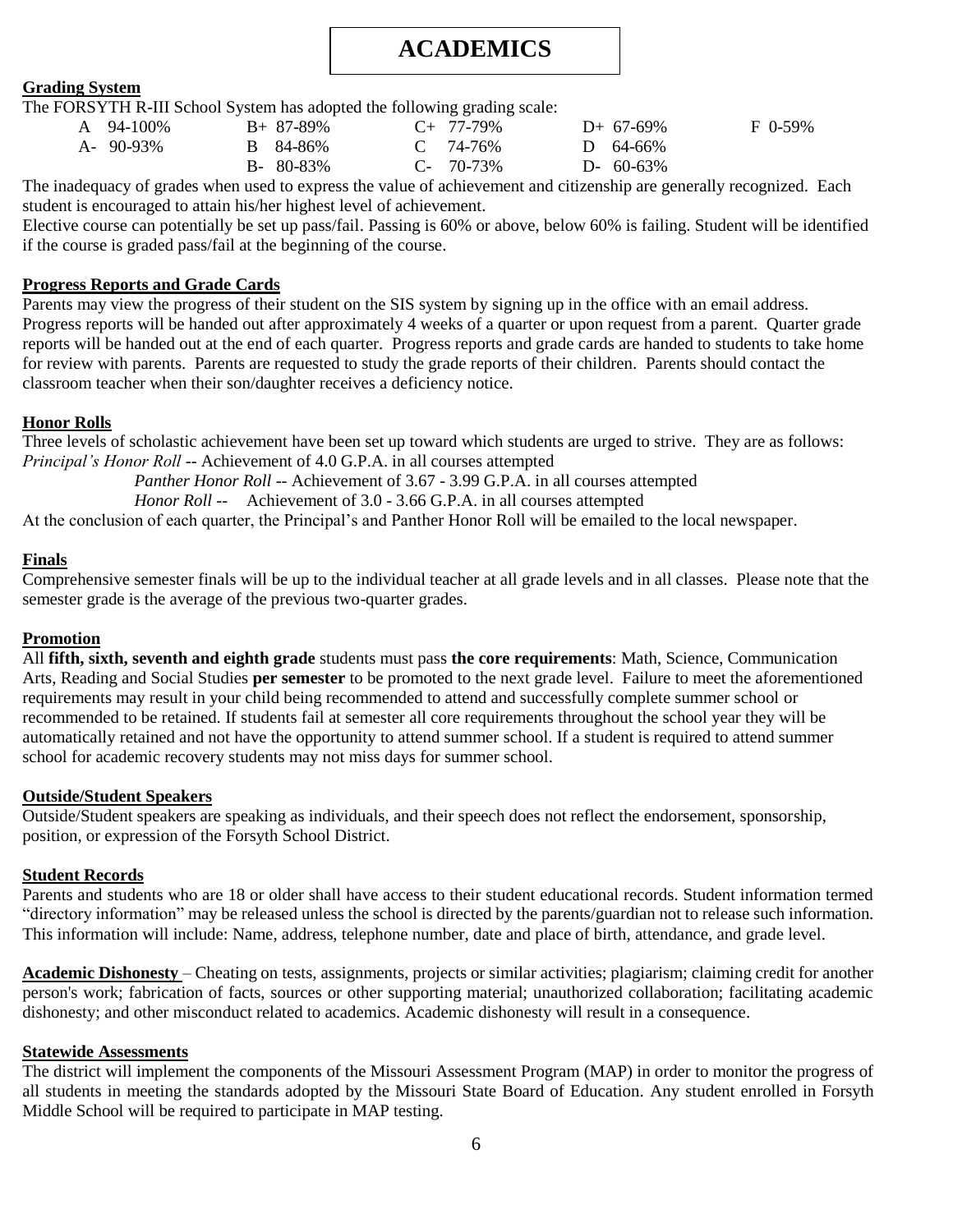# ACADEMICS

**Grading System**

The FORSYTH R-III School System has adopted the following grading scale:

| | | | | |
|---|---|---|---|---|
| A 94-100% | B+ 87-89% | C+ 77-79% | D+ 67-69% | F 0-59% |
| A- 90-93% | B 84-86% | C 74-76% | D 64-66% | |
| | B- 80-83% | C- 70-73% | D- 60-63% | |

The inadequacy of grades when used to express the value of achievement and citizenship are generally recognized. Each student is encouraged to attain his/her highest level of achievement.

Elective course can potentially be set up pass/fail. Passing is 60% or above, below 60% is failing. Student will be identified if the course is graded pass/fail at the beginning of the course.

**Progress Reports and Grade Cards**

Parents may view the progress of their student on the SIS system by signing up in the office with an email address. Progress reports will be handed out after approximately 4 weeks of a quarter or upon request from a parent. Quarter grade reports will be handed out at the end of each quarter. Progress reports and grade cards are handed to students to take home for review with parents. Parents are requested to study the grade reports of their children. Parents should contact the classroom teacher when their son/daughter receives a deficiency notice.

**Honor Rolls**

Three levels of scholastic achievement have been set up toward which students are urged to strive. They are as follows:

*Principal's Honor Roll* -- Achievement of 4.0 G.P.A. in all courses attempted

*Panther Honor Roll* -- Achievement of 3.67 - 3.99 G.P.A. in all courses attempted

*Honor Roll* -- Achievement of 3.0 - 3.66 G.P.A. in all courses attempted

At the conclusion of each quarter, the Principal's and Panther Honor Roll will be emailed to the local newspaper.

**Finals**

Comprehensive semester finals will be up to the individual teacher at all grade levels and in all classes. Please note that the semester grade is the average of the previous two-quarter grades.

**Promotion**

All **fifth, sixth, seventh and eighth grade** students must pass **the core requirements**: Math, Science, Communication Arts, Reading and Social Studies **per semester** to be promoted to the next grade level. Failure to meet the aforementioned requirements may result in your child being recommended to attend and successfully complete summer school or recommended to be retained. If students fail at semester all core requirements throughout the school year they will be automatically retained and not have the opportunity to attend summer school. If a student is required to attend summer school for academic recovery students may not miss days for summer school.

**Outside/Student Speakers**

Outside/Student speakers are speaking as individuals, and their speech does not reflect the endorsement, sponsorship, position, or expression of the Forsyth School District.

**Student Records**

Parents and students who are 18 or older shall have access to their student educational records. Student information termed "directory information" may be released unless the school is directed by the parents/guardian not to release such information. This information will include: Name, address, telephone number, date and place of birth, attendance, and grade level.

**Academic Dishonesty** – Cheating on tests, assignments, projects or similar activities; plagiarism; claiming credit for another person's work; fabrication of facts, sources or other supporting material; unauthorized collaboration; facilitating academic dishonesty; and other misconduct related to academics. Academic dishonesty will result in a consequence.

**Statewide Assessments**

The district will implement the components of the Missouri Assessment Program (MAP) in order to monitor the progress of all students in meeting the standards adopted by the Missouri State Board of Education. Any student enrolled in Forsyth Middle School will be required to participate in MAP testing.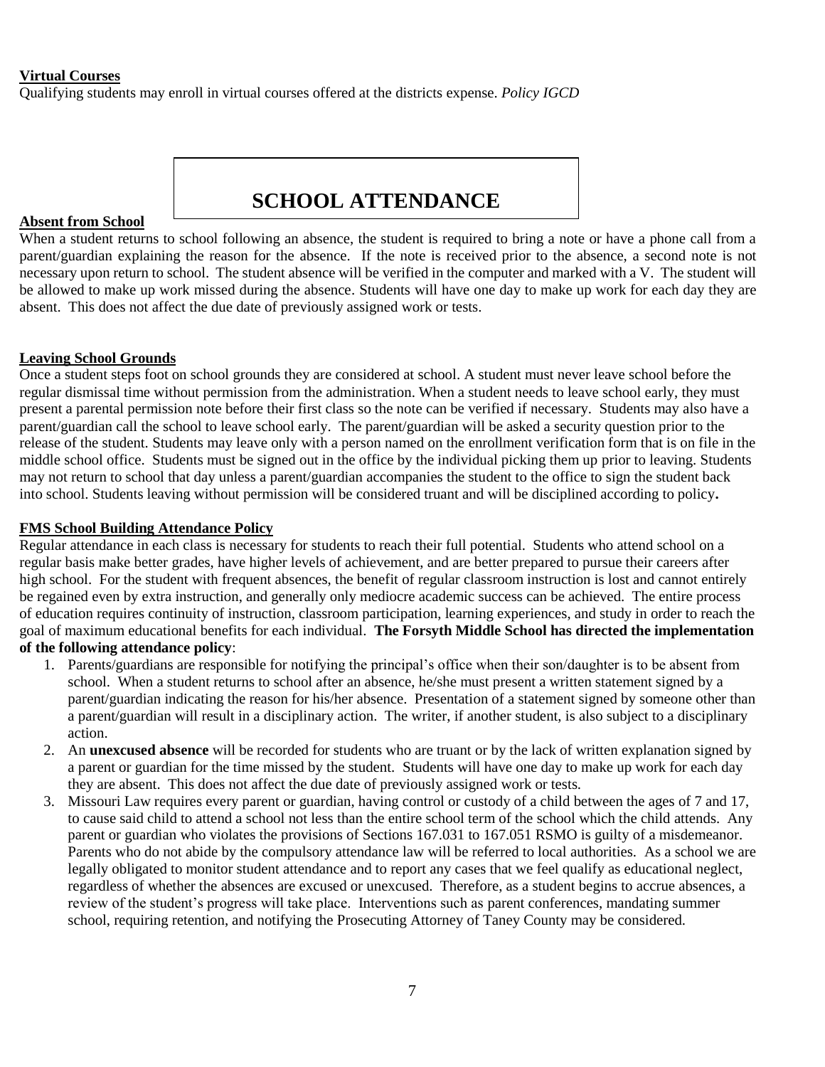**Virtual Courses**

Qualifying students may enroll in virtual courses offered at the districts expense. *Policy IGCD*

# SCHOOL ATTENDANCE

**Absent from School**

When a student returns to school following an absence, the student is required to bring a note or have a phone call from a parent/guardian explaining the reason for the absence. If the note is received prior to the absence, a second note is not necessary upon return to school. The student absence will be verified in the computer and marked with a V. The student will be allowed to make up work missed during the absence. Students will have one day to make up work for each day they are absent. This does not affect the due date of previously assigned work or tests.

**Leaving School Grounds**

Once a student steps foot on school grounds they are considered at school. A student must never leave school before the regular dismissal time without permission from the administration. When a student needs to leave school early, they must present a parental permission note before their first class so the note can be verified if necessary. Students may also have a parent/guardian call the school to leave school early. The parent/guardian will be asked a security question prior to the release of the student. Students may leave only with a person named on the enrollment verification form that is on file in the middle school office. Students must be signed out in the office by the individual picking them up prior to leaving. Students may not return to school that day unless a parent/guardian accompanies the student to the office to sign the student back into school. Students leaving without permission will be considered truant and will be disciplined according to policy**.**

**FMS School Building Attendance Policy**

Regular attendance in each class is necessary for students to reach their full potential. Students who attend school on a regular basis make better grades, have higher levels of achievement, and are better prepared to pursue their careers after high school. For the student with frequent absences, the benefit of regular classroom instruction is lost and cannot entirely be regained even by extra instruction, and generally only mediocre academic success can be achieved. The entire process of education requires continuity of instruction, classroom participation, learning experiences, and study in order to reach the goal of maximum educational benefits for each individual. **The Forsyth Middle School has directed the implementation of the following attendance policy**:

1. Parents/guardians are responsible for notifying the principal's office when their son/daughter is to be absent from school. When a student returns to school after an absence, he/she must present a written statement signed by a parent/guardian indicating the reason for his/her absence. Presentation of a statement signed by someone other than a parent/guardian will result in a disciplinary action. The writer, if another student, is also subject to a disciplinary action.
2. An **unexcused absence** will be recorded for students who are truant or by the lack of written explanation signed by a parent or guardian for the time missed by the student. Students will have one day to make up work for each day they are absent. This does not affect the due date of previously assigned work or tests.
3. Missouri Law requires every parent or guardian, having control or custody of a child between the ages of 7 and 17, to cause said child to attend a school not less than the entire school term of the school which the child attends. Any parent or guardian who violates the provisions of Sections 167.031 to 167.051 RSMO is guilty of a misdemeanor. Parents who do not abide by the compulsory attendance law will be referred to local authorities. As a school we are legally obligated to monitor student attendance and to report any cases that we feel qualify as educational neglect, regardless of whether the absences are excused or unexcused. Therefore, as a student begins to accrue absences, a review of the student's progress will take place. Interventions such as parent conferences, mandating summer school, requiring retention, and notifying the Prosecuting Attorney of Taney County may be considered.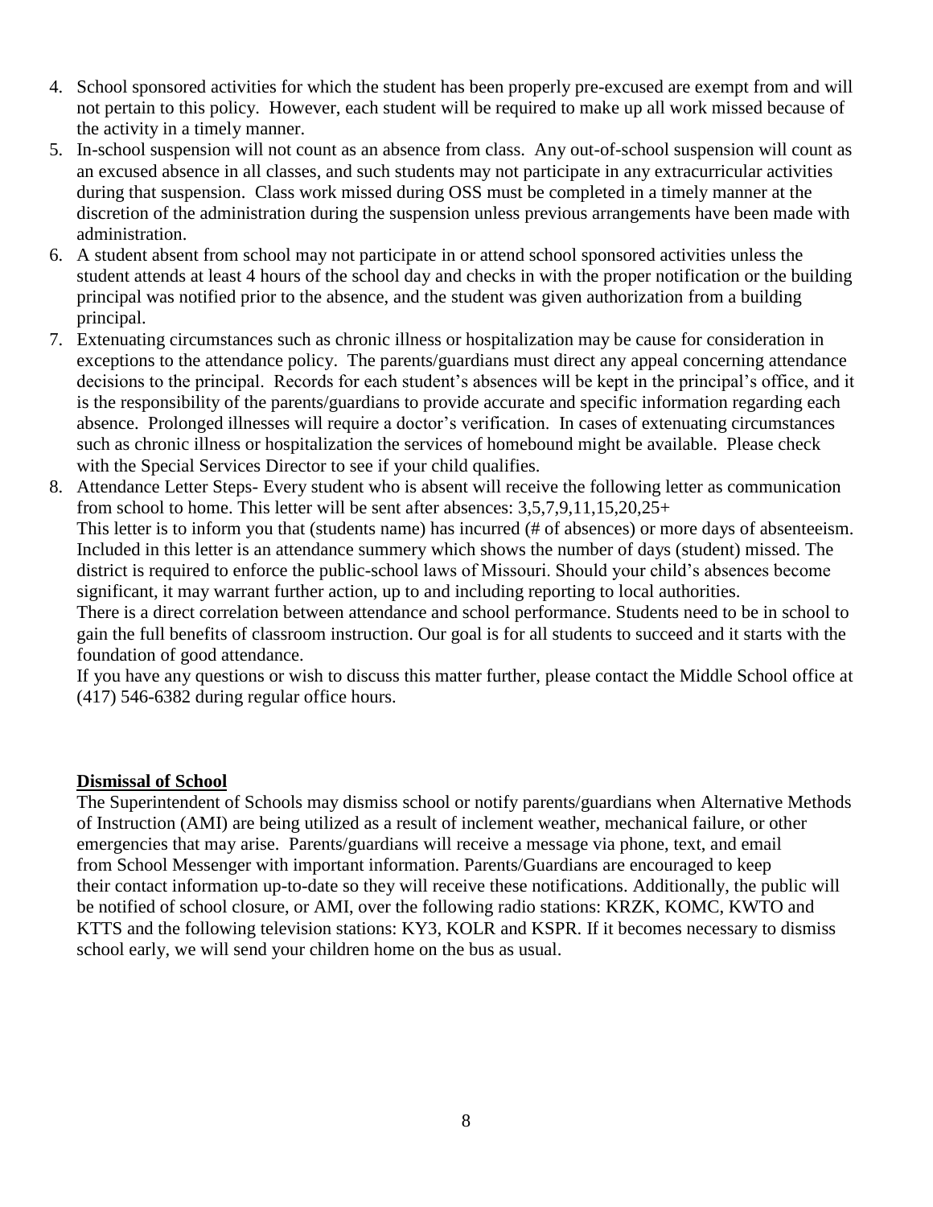4. School sponsored activities for which the student has been properly pre-excused are exempt from and will not pertain to this policy. However, each student will be required to make up all work missed because of the activity in a timely manner.
5. In-school suspension will not count as an absence from class. Any out-of-school suspension will count as an excused absence in all classes, and such students may not participate in any extracurricular activities during that suspension. Class work missed during OSS must be completed in a timely manner at the discretion of the administration during the suspension unless previous arrangements have been made with administration.
6. A student absent from school may not participate in or attend school sponsored activities unless the student attends at least 4 hours of the school day and checks in with the proper notification or the building principal was notified prior to the absence, and the student was given authorization from a building principal.
7. Extenuating circumstances such as chronic illness or hospitalization may be cause for consideration in exceptions to the attendance policy. The parents/guardians must direct any appeal concerning attendance decisions to the principal. Records for each student's absences will be kept in the principal's office, and it is the responsibility of the parents/guardians to provide accurate and specific information regarding each absence. Prolonged illnesses will require a doctor's verification. In cases of extenuating circumstances such as chronic illness or hospitalization the services of homebound might be available. Please check with the Special Services Director to see if your child qualifies.
8. Attendance Letter Steps- Every student who is absent will receive the following letter as communication from school to home. This letter will be sent after absences: 3,5,7,9,11,15,20,25+

   This letter is to inform you that (students name) has incurred (# of absences) or more days of absenteeism. Included in this letter is an attendance summery which shows the number of days (student) missed. The district is required to enforce the public-school laws of Missouri. Should your child's absences become significant, it may warrant further action, up to and including reporting to local authorities.

   There is a direct correlation between attendance and school performance. Students need to be in school to gain the full benefits of classroom instruction. Our goal is for all students to succeed and it starts with the foundation of good attendance.

   If you have any questions or wish to discuss this matter further, please contact the Middle School office at (417) 546-6382 during regular office hours.

## Dismissal of School

The Superintendent of Schools may dismiss school or notify parents/guardians when Alternative Methods of Instruction (AMI) are being utilized as a result of inclement weather, mechanical failure, or other emergencies that may arise. Parents/guardians will receive a message via phone, text, and email from School Messenger with important information. Parents/Guardians are encouraged to keep their contact information up-to-date so they will receive these notifications. Additionally, the public will be notified of school closure, or AMI, over the following radio stations: KRZK, KOMC, KWTO and KTTS and the following television stations: KY3, KOLR and KSPR. If it becomes necessary to dismiss school early, we will send your children home on the bus as usual.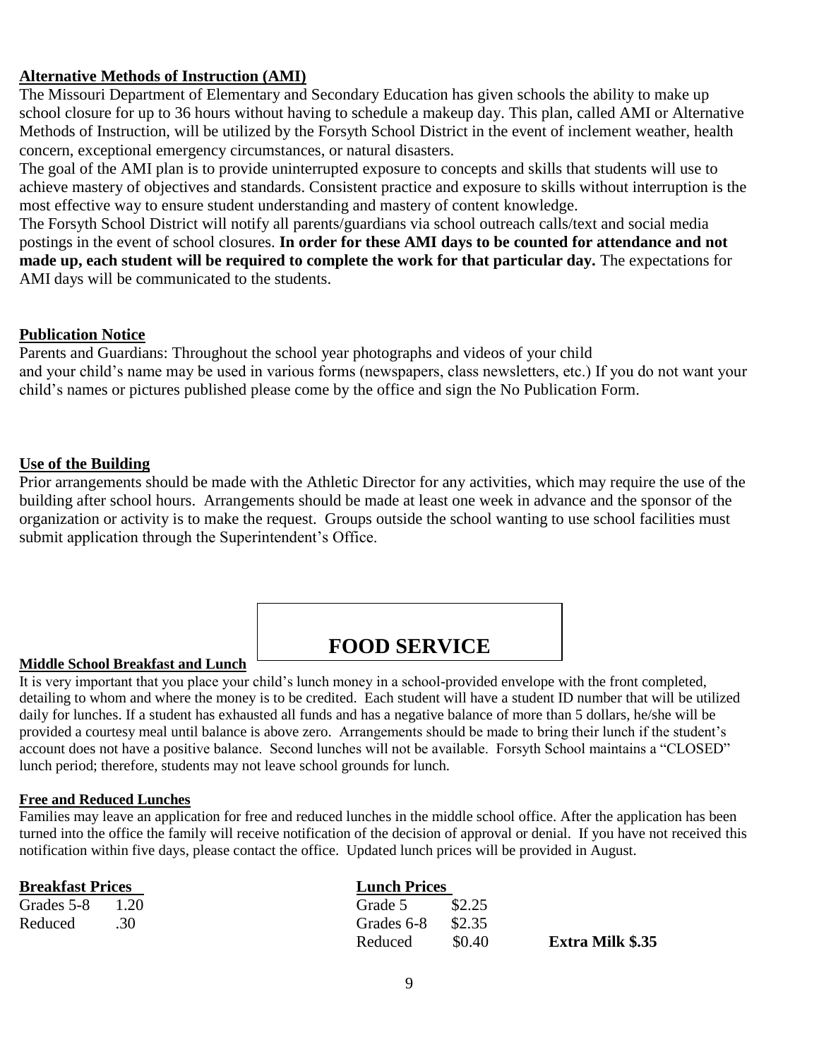**Alternative Methods of Instruction (AMI)**

The Missouri Department of Elementary and Secondary Education has given schools the ability to make up school closure for up to 36 hours without having to schedule a makeup day. This plan, called AMI or Alternative Methods of Instruction, will be utilized by the Forsyth School District in the event of inclement weather, health concern, exceptional emergency circumstances, or natural disasters.

The goal of the AMI plan is to provide uninterrupted exposure to concepts and skills that students will use to achieve mastery of objectives and standards. Consistent practice and exposure to skills without interruption is the most effective way to ensure student understanding and mastery of content knowledge.

The Forsyth School District will notify all parents/guardians via school outreach calls/text and social media postings in the event of school closures. **In order for these AMI days to be counted for attendance and not made up, each student will be required to complete the work for that particular day.** The expectations for AMI days will be communicated to the students.

**Publication Notice**

Parents and Guardians: Throughout the school year photographs and videos of your child and your child's name may be used in various forms (newspapers, class newsletters, etc.) If you do not want your child's names or pictures published please come by the office and sign the No Publication Form.

**Use of the Building**

Prior arrangements should be made with the Athletic Director for any activities, which may require the use of the building after school hours. Arrangements should be made at least one week in advance and the sponsor of the organization or activity is to make the request. Groups outside the school wanting to use school facilities must submit application through the Superintendent's Office.

# FOOD SERVICE

**Middle School Breakfast and Lunch**

It is very important that you place your child's lunch money in a school-provided envelope with the front completed, detailing to whom and where the money is to be credited. Each student will have a student ID number that will be utilized daily for lunches. If a student has exhausted all funds and has a negative balance of more than 5 dollars, he/she will be provided a courtesy meal until balance is above zero. Arrangements should be made to bring their lunch if the student's account does not have a positive balance. Second lunches will not be available. Forsyth School maintains a "CLOSED" lunch period; therefore, students may not leave school grounds for lunch.

**Free and Reduced Lunches**

Families may leave an application for free and reduced lunches in the middle school office. After the application has been turned into the office the family will receive notification of the decision of approval or denial. If you have not received this notification within five days, please contact the office. Updated lunch prices will be provided in August.

**Breakfast Prices**

| | |
|---|---|
| Grades 5-8 | 1.20 |
| Reduced | .30 |

**Lunch Prices**

| | |
|---|---|
| Grade 5 | $2.25 |
| Grades 6-8 | $2.35 |
| Reduced | $0.40 |

**Extra Milk $.35**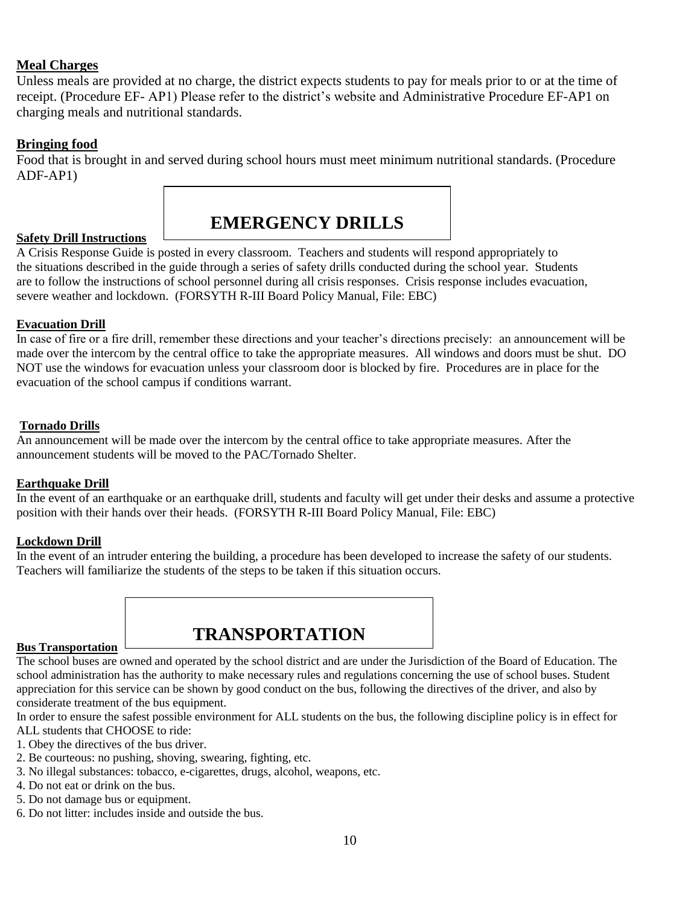### Meal Charges

Unless meals are provided at no charge, the district expects students to pay for meals prior to or at the time of receipt. (Procedure EF- AP1) Please refer to the district's website and Administrative Procedure EF-AP1 on charging meals and nutritional standards.

### Bringing food

Food that is brought in and served during school hours must meet minimum nutritional standards. (Procedure ADF-AP1)

# EMERGENCY DRILLS

### Safety Drill Instructions

A Crisis Response Guide is posted in every classroom. Teachers and students will respond appropriately to the situations described in the guide through a series of safety drills conducted during the school year. Students are to follow the instructions of school personnel during all crisis responses. Crisis response includes evacuation, severe weather and lockdown. (FORSYTH R-III Board Policy Manual, File: EBC)

### Evacuation Drill

In case of fire or a fire drill, remember these directions and your teacher's directions precisely: an announcement will be made over the intercom by the central office to take the appropriate measures. All windows and doors must be shut. DO NOT use the windows for evacuation unless your classroom door is blocked by fire. Procedures are in place for the evacuation of the school campus if conditions warrant.

### Tornado Drills

An announcement will be made over the intercom by the central office to take appropriate measures. After the announcement students will be moved to the PAC/Tornado Shelter.

### Earthquake Drill

In the event of an earthquake or an earthquake drill, students and faculty will get under their desks and assume a protective position with their hands over their heads. (FORSYTH R-III Board Policy Manual, File: EBC)

### Lockdown Drill

In the event of an intruder entering the building, a procedure has been developed to increase the safety of our students. Teachers will familiarize the students of the steps to be taken if this situation occurs.

# TRANSPORTATION

### Bus Transportation

The school buses are owned and operated by the school district and are under the Jurisdiction of the Board of Education. The school administration has the authority to make necessary rules and regulations concerning the use of school buses. Student appreciation for this service can be shown by good conduct on the bus, following the directives of the driver, and also by considerate treatment of the bus equipment.

In order to ensure the safest possible environment for ALL students on the bus, the following discipline policy is in effect for ALL students that CHOOSE to ride:

1. Obey the directives of the bus driver.
2. Be courteous: no pushing, shoving, swearing, fighting, etc.
3. No illegal substances: tobacco, e-cigarettes, drugs, alcohol, weapons, etc.
4. Do not eat or drink on the bus.
5. Do not damage bus or equipment.
6. Do not litter: includes inside and outside the bus.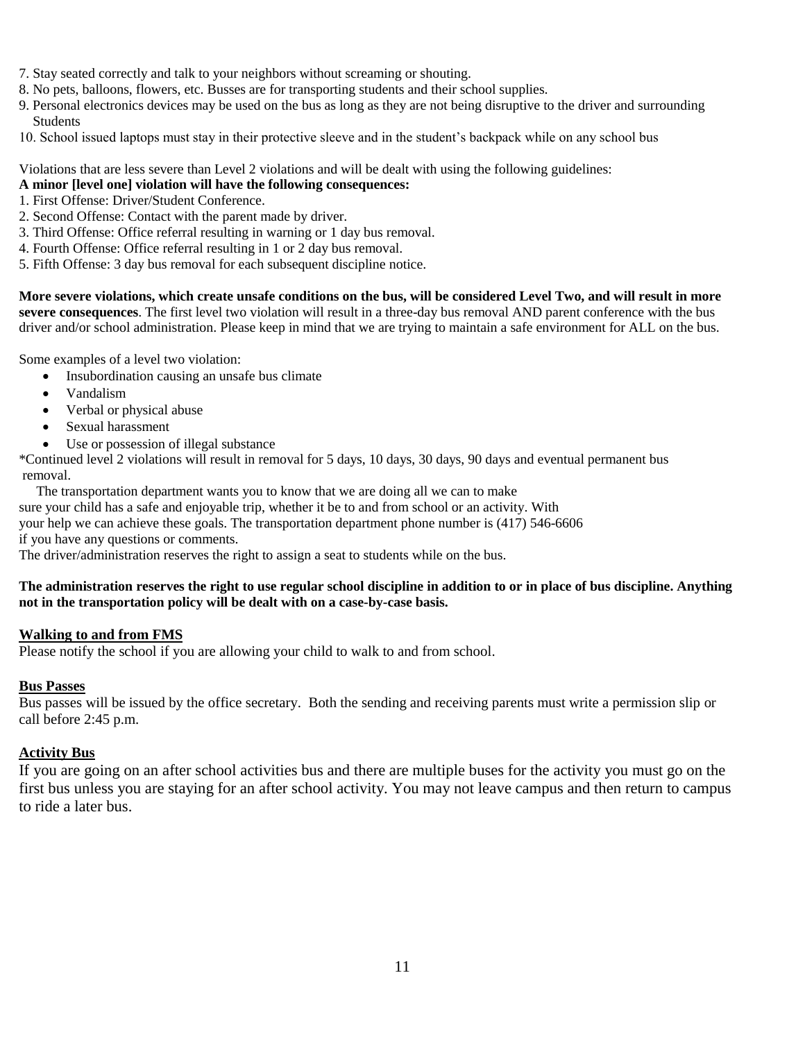7. Stay seated correctly and talk to your neighbors without screaming or shouting.
8. No pets, balloons, flowers, etc. Busses are for transporting students and their school supplies.
9. Personal electronics devices may be used on the bus as long as they are not being disruptive to the driver and surrounding Students
10. School issued laptops must stay in their protective sleeve and in the student's backpack while on any school bus

Violations that are less severe than Level 2 violations and will be dealt with using the following guidelines:

**A minor [level one] violation will have the following consequences:**

1. First Offense: Driver/Student Conference.
2. Second Offense: Contact with the parent made by driver.
3. Third Offense: Office referral resulting in warning or 1 day bus removal.
4. Fourth Offense: Office referral resulting in 1 or 2 day bus removal.
5. Fifth Offense: 3 day bus removal for each subsequent discipline notice.

**More severe violations, which create unsafe conditions on the bus, will be considered Level Two, and will result in more severe consequences**. The first level two violation will result in a three-day bus removal AND parent conference with the bus driver and/or school administration. Please keep in mind that we are trying to maintain a safe environment for ALL on the bus.

Some examples of a level two violation:

- Insubordination causing an unsafe bus climate
- Vandalism
- Verbal or physical abuse
- Sexual harassment
- Use or possession of illegal substance

*Continued level 2 violations will result in removal for 5 days, 10 days, 30 days, 90 days and eventual permanent bus removal.

The transportation department wants you to know that we are doing all we can to make sure your child has a safe and enjoyable trip, whether it be to and from school or an activity. With your help we can achieve these goals. The transportation department phone number is (417) 546-6606 if you have any questions or comments.

The driver/administration reserves the right to assign a seat to students while on the bus.

**The administration reserves the right to use regular school discipline in addition to or in place of bus discipline. Anything not in the transportation policy will be dealt with on a case-by-case basis.**

## Walking to and from FMS

Please notify the school if you are allowing your child to walk to and from school.

## Bus Passes

Bus passes will be issued by the office secretary. Both the sending and receiving parents must write a permission slip or call before 2:45 p.m.

## Activity Bus

If you are going on an after school activities bus and there are multiple buses for the activity you must go on the first bus unless you are staying for an after school activity. You may not leave campus and then return to campus to ride a later bus.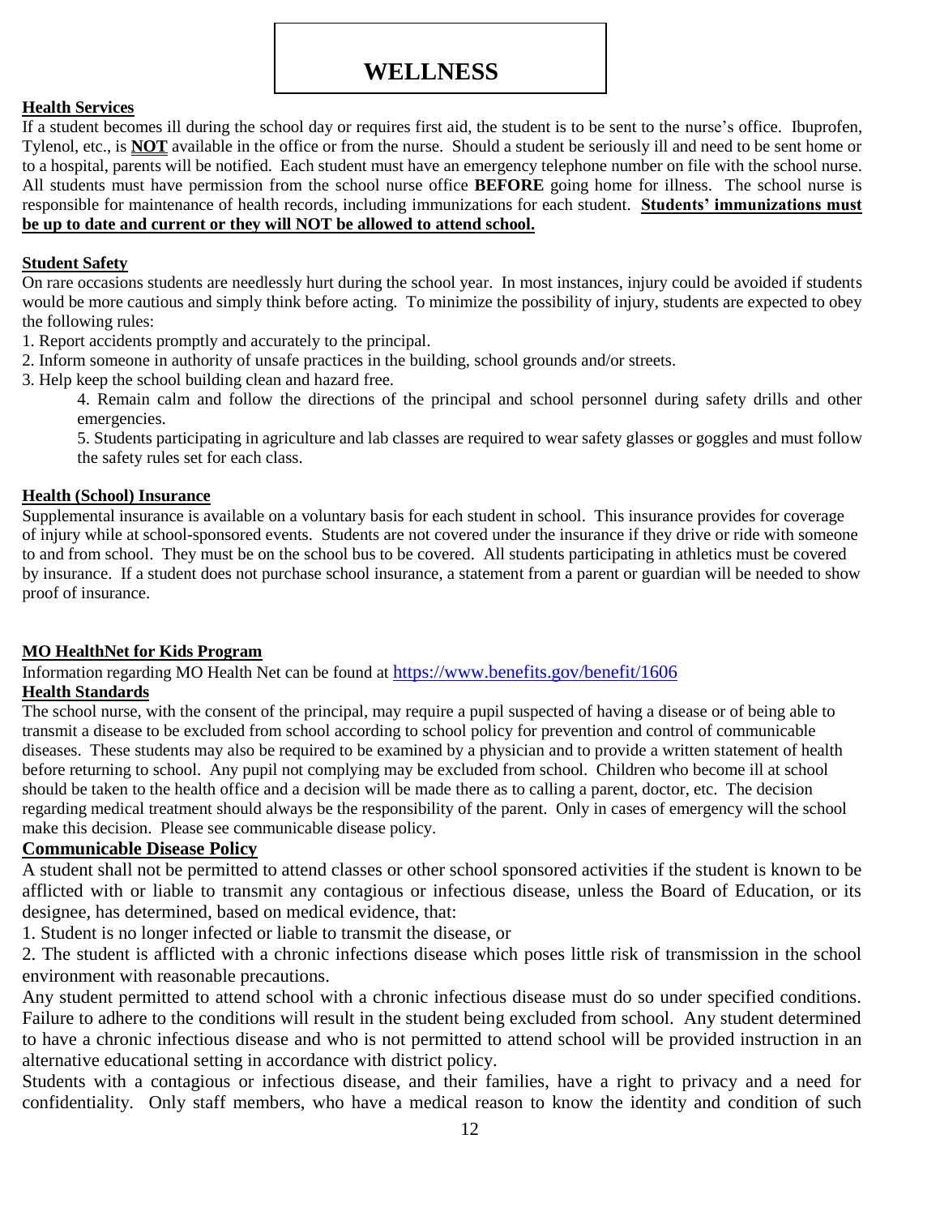# WELLNESS

**Health Services**

If a student becomes ill during the school day or requires first aid, the student is to be sent to the nurse's office. Ibuprofen, Tylenol, etc., is **NOT** available in the office or from the nurse. Should a student be seriously ill and need to be sent home or to a hospital, parents will be notified. Each student must have an emergency telephone number on file with the school nurse. All students must have permission from the school nurse office **BEFORE** going home for illness. The school nurse is responsible for maintenance of health records, including immunizations for each student. **Students' immunizations must be up to date and current or they will NOT be allowed to attend school.**

**Student Safety**

On rare occasions students are needlessly hurt during the school year. In most instances, injury could be avoided if students would be more cautious and simply think before acting. To minimize the possibility of injury, students are expected to obey the following rules:

1. Report accidents promptly and accurately to the principal.
2. Inform someone in authority of unsafe practices in the building, school grounds and/or streets.
3. Help keep the school building clean and hazard free.
4. Remain calm and follow the directions of the principal and school personnel during safety drills and other emergencies.
5. Students participating in agriculture and lab classes are required to wear safety glasses or goggles and must follow the safety rules set for each class.

**Health (School) Insurance**

Supplemental insurance is available on a voluntary basis for each student in school. This insurance provides for coverage of injury while at school-sponsored events. Students are not covered under the insurance if they drive or ride with someone to and from school. They must be on the school bus to be covered. All students participating in athletics must be covered by insurance. If a student does not purchase school insurance, a statement from a parent or guardian will be needed to show proof of insurance.

**MO HealthNet for Kids Program**

Information regarding MO Health Net can be found at https://www.benefits.gov/benefit/1606

**Health Standards**

The school nurse, with the consent of the principal, may require a pupil suspected of having a disease or of being able to transmit a disease to be excluded from school according to school policy for prevention and control of communicable diseases. These students may also be required to be examined by a physician and to provide a written statement of health before returning to school. Any pupil not complying may be excluded from school. Children who become ill at school should be taken to the health office and a decision will be made there as to calling a parent, doctor, etc. The decision regarding medical treatment should always be the responsibility of the parent. Only in cases of emergency will the school make this decision. Please see communicable disease policy.

**Communicable Disease Policy**

A student shall not be permitted to attend classes or other school sponsored activities if the student is known to be afflicted with or liable to transmit any contagious or infectious disease, unless the Board of Education, or its designee, has determined, based on medical evidence, that:

1. Student is no longer infected or liable to transmit the disease, or
2. The student is afflicted with a chronic infections disease which poses little risk of transmission in the school environment with reasonable precautions.

Any student permitted to attend school with a chronic infectious disease must do so under specified conditions. Failure to adhere to the conditions will result in the student being excluded from school. Any student determined to have a chronic infectious disease and who is not permitted to attend school will be provided instruction in an alternative educational setting in accordance with district policy.

Students with a contagious or infectious disease, and their families, have a right to privacy and a need for confidentiality. Only staff members, who have a medical reason to know the identity and condition of such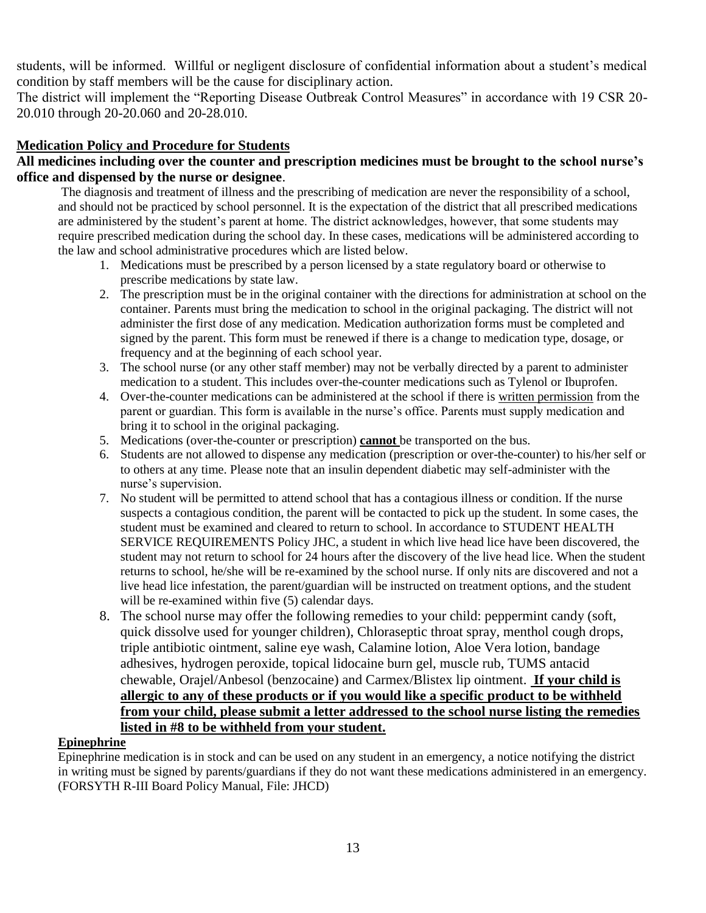students, will be informed. Willful or negligent disclosure of confidential information about a student's medical condition by staff members will be the cause for disciplinary action.

The district will implement the "Reporting Disease Outbreak Control Measures" in accordance with 19 CSR 20-20.010 through 20-20.060 and 20-28.010.

## Medication Policy and Procedure for Students

**All medicines including over the counter and prescription medicines must be brought to the school nurse's office and dispensed by the nurse or designee**.

The diagnosis and treatment of illness and the prescribing of medication are never the responsibility of a school, and should not be practiced by school personnel. It is the expectation of the district that all prescribed medications are administered by the student's parent at home. The district acknowledges, however, that some students may require prescribed medication during the school day. In these cases, medications will be administered according to the law and school administrative procedures which are listed below.

1. Medications must be prescribed by a person licensed by a state regulatory board or otherwise to prescribe medications by state law.
2. The prescription must be in the original container with the directions for administration at school on the container. Parents must bring the medication to school in the original packaging. The district will not administer the first dose of any medication. Medication authorization forms must be completed and signed by the parent. This form must be renewed if there is a change to medication type, dosage, or frequency and at the beginning of each school year.
3. The school nurse (or any other staff member) may not be verbally directed by a parent to administer medication to a student. This includes over-the-counter medications such as Tylenol or Ibuprofen.
4. Over-the-counter medications can be administered at the school if there is written permission from the parent or guardian. This form is available in the nurse's office. Parents must supply medication and bring it to school in the original packaging.
5. Medications (over-the-counter or prescription) **cannot** be transported on the bus.
6. Students are not allowed to dispense any medication (prescription or over-the-counter) to his/her self or to others at any time. Please note that an insulin dependent diabetic may self-administer with the nurse's supervision.
7. No student will be permitted to attend school that has a contagious illness or condition. If the nurse suspects a contagious condition, the parent will be contacted to pick up the student. In some cases, the student must be examined and cleared to return to school. In accordance to STUDENT HEALTH SERVICE REQUIREMENTS Policy JHC, a student in which live head lice have been discovered, the student may not return to school for 24 hours after the discovery of the live head lice. When the student returns to school, he/she will be re-examined by the school nurse. If only nits are discovered and not a live head lice infestation, the parent/guardian will be instructed on treatment options, and the student will be re-examined within five (5) calendar days.
8. The school nurse may offer the following remedies to your child: peppermint candy (soft, quick dissolve used for younger children), Chloraseptic throat spray, menthol cough drops, triple antibiotic ointment, saline eye wash, Calamine lotion, Aloe Vera lotion, bandage adhesives, hydrogen peroxide, topical lidocaine burn gel, muscle rub, TUMS antacid chewable, Orajel/Anbesol (benzocaine) and Carmex/Blistex lip ointment. **If your child is allergic to any of these products or if you would like a specific product to be withheld from your child, please submit a letter addressed to the school nurse listing the remedies listed in #8 to be withheld from your student.**

### Epinephrine

Epinephrine medication is in stock and can be used on any student in an emergency, a notice notifying the district in writing must be signed by parents/guardians if they do not want these medications administered in an emergency. (FORSYTH R-III Board Policy Manual, File: JHCD)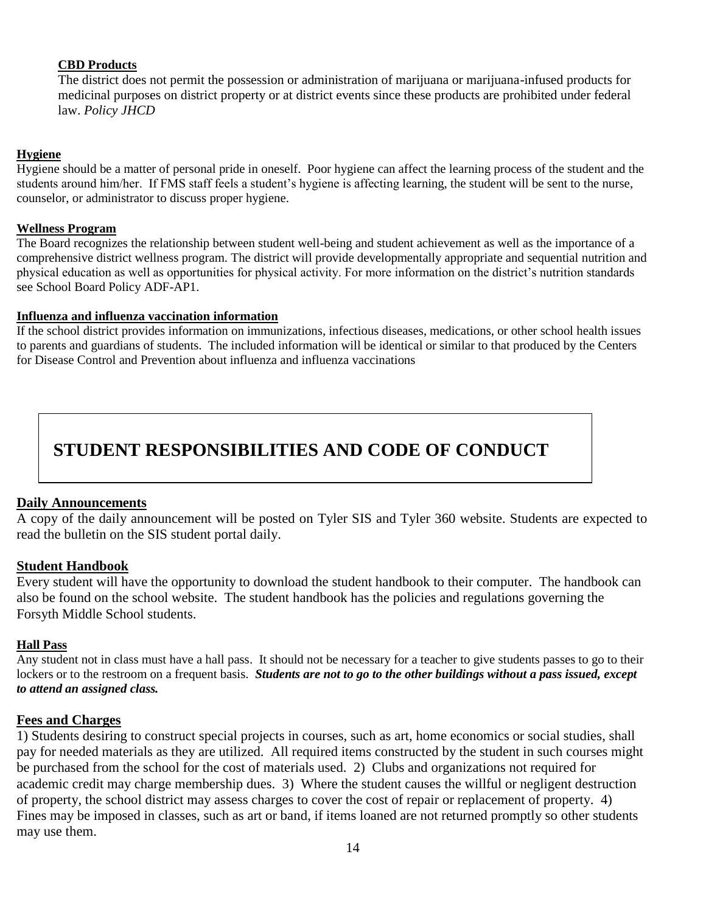### CBD Products

The district does not permit the possession or administration of marijuana or marijuana-infused products for medicinal purposes on district property or at district events since these products are prohibited under federal law. *Policy JHCD*

### Hygiene

Hygiene should be a matter of personal pride in oneself. Poor hygiene can affect the learning process of the student and the students around him/her. If FMS staff feels a student's hygiene is affecting learning, the student will be sent to the nurse, counselor, or administrator to discuss proper hygiene.

### Wellness Program

The Board recognizes the relationship between student well-being and student achievement as well as the importance of a comprehensive district wellness program. The district will provide developmentally appropriate and sequential nutrition and physical education as well as opportunities for physical activity. For more information on the district's nutrition standards see School Board Policy ADF-AP1.

### Influenza and influenza vaccination information

If the school district provides information on immunizations, infectious diseases, medications, or other school health issues to parents and guardians of students. The included information will be identical or similar to that produced by the Centers for Disease Control and Prevention about influenza and influenza vaccinations

# STUDENT RESPONSIBILITIES AND CODE OF CONDUCT

### Daily Announcements

A copy of the daily announcement will be posted on Tyler SIS and Tyler 360 website. Students are expected to read the bulletin on the SIS student portal daily.

### Student Handbook

Every student will have the opportunity to download the student handbook to their computer. The handbook can also be found on the school website. The student handbook has the policies and regulations governing the Forsyth Middle School students.

### Hall Pass

Any student not in class must have a hall pass. It should not be necessary for a teacher to give students passes to go to their lockers or to the restroom on a frequent basis. ***Students are not to go to the other buildings without a pass issued, except to attend an assigned class.***

### Fees and Charges

1) Students desiring to construct special projects in courses, such as art, home economics or social studies, shall pay for needed materials as they are utilized. All required items constructed by the student in such courses might be purchased from the school for the cost of materials used. 2) Clubs and organizations not required for academic credit may charge membership dues. 3) Where the student causes the willful or negligent destruction of property, the school district may assess charges to cover the cost of repair or replacement of property. 4) Fines may be imposed in classes, such as art or band, if items loaned are not returned promptly so other students may use them.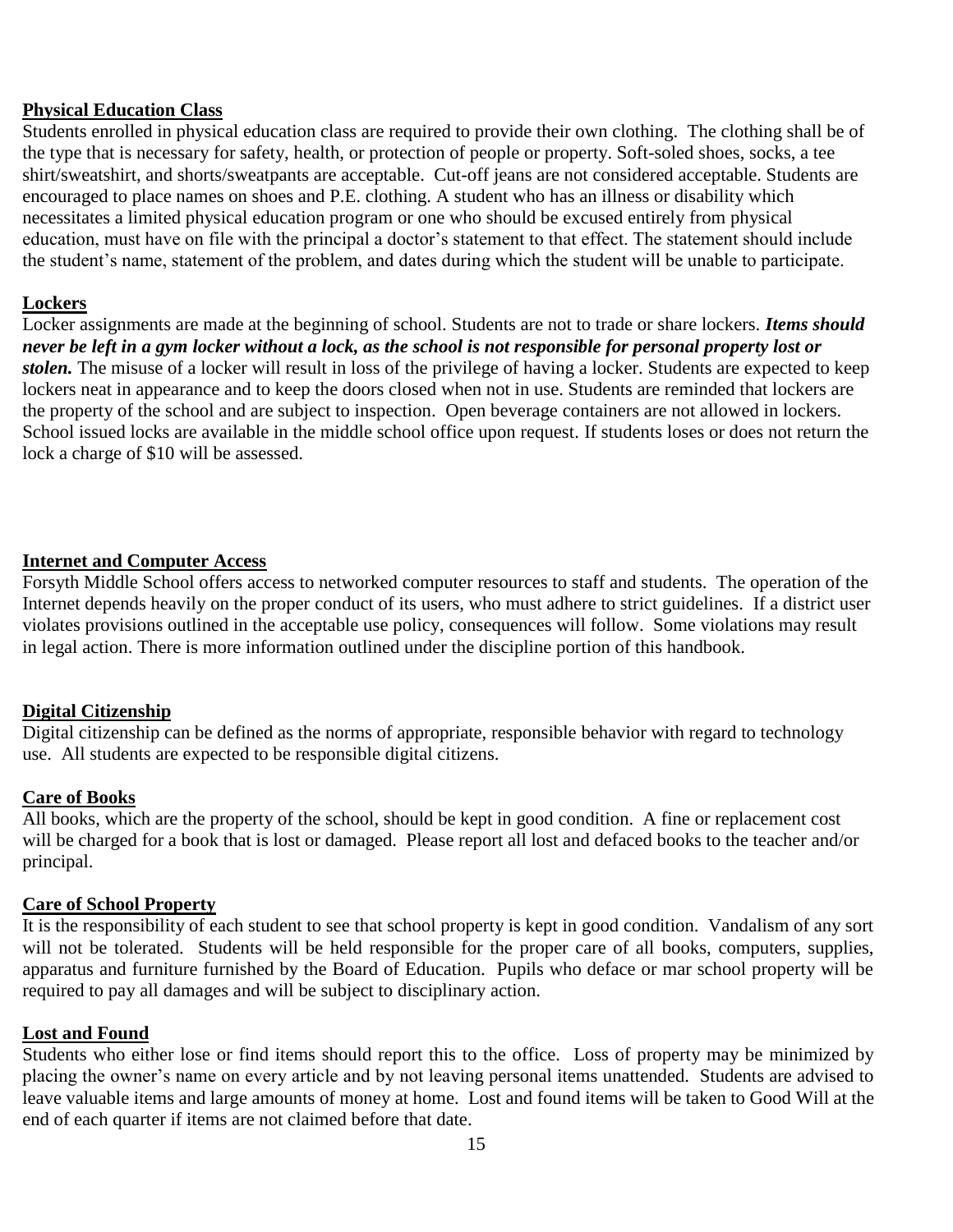**Physical Education Class**

Students enrolled in physical education class are required to provide their own clothing. The clothing shall be of the type that is necessary for safety, health, or protection of people or property. Soft-soled shoes, socks, a tee shirt/sweatshirt, and shorts/sweatpants are acceptable. Cut-off jeans are not considered acceptable. Students are encouraged to place names on shoes and P.E. clothing. A student who has an illness or disability which necessitates a limited physical education program or one who should be excused entirely from physical education, must have on file with the principal a doctor's statement to that effect. The statement should include the student's name, statement of the problem, and dates during which the student will be unable to participate.

**Lockers**

Locker assignments are made at the beginning of school. Students are not to trade or share lockers. ***Items should never be left in a gym locker without a lock, as the school is not responsible for personal property lost or stolen.*** The misuse of a locker will result in loss of the privilege of having a locker. Students are expected to keep lockers neat in appearance and to keep the doors closed when not in use. Students are reminded that lockers are the property of the school and are subject to inspection. Open beverage containers are not allowed in lockers. School issued locks are available in the middle school office upon request. If students loses or does not return the lock a charge of $10 will be assessed.

**Internet and Computer Access**

Forsyth Middle School offers access to networked computer resources to staff and students. The operation of the Internet depends heavily on the proper conduct of its users, who must adhere to strict guidelines. If a district user violates provisions outlined in the acceptable use policy, consequences will follow. Some violations may result in legal action. There is more information outlined under the discipline portion of this handbook.

**Digital Citizenship**

Digital citizenship can be defined as the norms of appropriate, responsible behavior with regard to technology use. All students are expected to be responsible digital citizens.

**Care of Books**

All books, which are the property of the school, should be kept in good condition. A fine or replacement cost will be charged for a book that is lost or damaged. Please report all lost and defaced books to the teacher and/or principal.

**Care of School Property**

It is the responsibility of each student to see that school property is kept in good condition. Vandalism of any sort will not be tolerated. Students will be held responsible for the proper care of all books, computers, supplies, apparatus and furniture furnished by the Board of Education. Pupils who deface or mar school property will be required to pay all damages and will be subject to disciplinary action.

**Lost and Found**

Students who either lose or find items should report this to the office. Loss of property may be minimized by placing the owner's name on every article and by not leaving personal items unattended. Students are advised to leave valuable items and large amounts of money at home. Lost and found items will be taken to Good Will at the end of each quarter if items are not claimed before that date.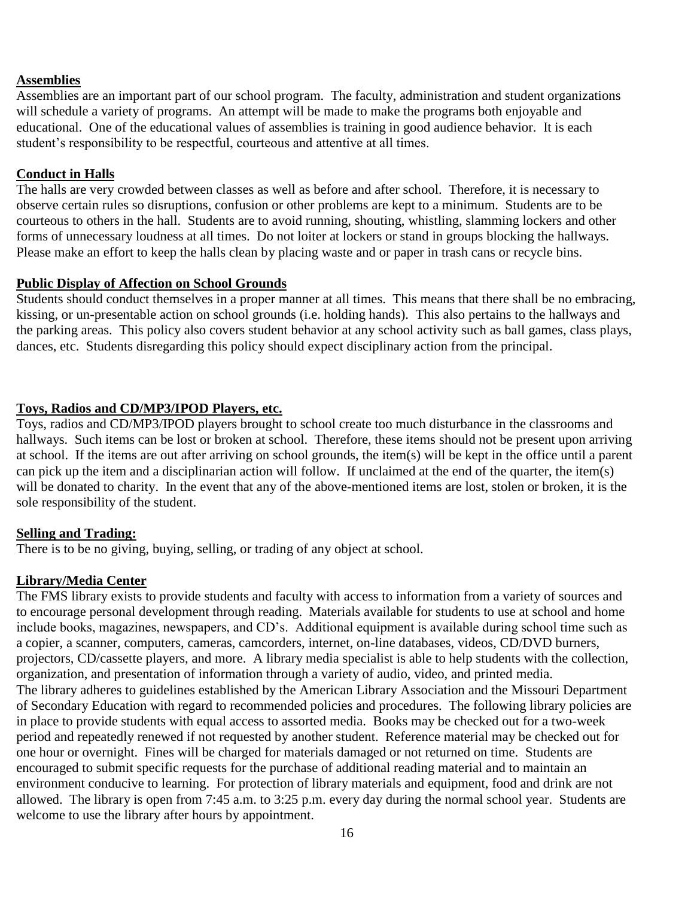**Assemblies**

Assemblies are an important part of our school program. The faculty, administration and student organizations will schedule a variety of programs. An attempt will be made to make the programs both enjoyable and educational. One of the educational values of assemblies is training in good audience behavior. It is each student's responsibility to be respectful, courteous and attentive at all times.

**Conduct in Halls**

The halls are very crowded between classes as well as before and after school. Therefore, it is necessary to observe certain rules so disruptions, confusion or other problems are kept to a minimum. Students are to be courteous to others in the hall. Students are to avoid running, shouting, whistling, slamming lockers and other forms of unnecessary loudness at all times. Do not loiter at lockers or stand in groups blocking the hallways. Please make an effort to keep the halls clean by placing waste and or paper in trash cans or recycle bins.

**Public Display of Affection on School Grounds**

Students should conduct themselves in a proper manner at all times. This means that there shall be no embracing, kissing, or un-presentable action on school grounds (i.e. holding hands). This also pertains to the hallways and the parking areas. This policy also covers student behavior at any school activity such as ball games, class plays, dances, etc. Students disregarding this policy should expect disciplinary action from the principal.

**Toys, Radios and CD/MP3/IPOD Players, etc.**

Toys, radios and CD/MP3/IPOD players brought to school create too much disturbance in the classrooms and hallways. Such items can be lost or broken at school. Therefore, these items should not be present upon arriving at school. If the items are out after arriving on school grounds, the item(s) will be kept in the office until a parent can pick up the item and a disciplinarian action will follow. If unclaimed at the end of the quarter, the item(s) will be donated to charity. In the event that any of the above-mentioned items are lost, stolen or broken, it is the sole responsibility of the student.

**Selling and Trading:**

There is to be no giving, buying, selling, or trading of any object at school.

**Library/Media Center**

The FMS library exists to provide students and faculty with access to information from a variety of sources and to encourage personal development through reading. Materials available for students to use at school and home include books, magazines, newspapers, and CD's. Additional equipment is available during school time such as a copier, a scanner, computers, cameras, camcorders, internet, on-line databases, videos, CD/DVD burners, projectors, CD/cassette players, and more. A library media specialist is able to help students with the collection, organization, and presentation of information through a variety of audio, video, and printed media.
The library adheres to guidelines established by the American Library Association and the Missouri Department of Secondary Education with regard to recommended policies and procedures. The following library policies are in place to provide students with equal access to assorted media. Books may be checked out for a two-week period and repeatedly renewed if not requested by another student. Reference material may be checked out for one hour or overnight. Fines will be charged for materials damaged or not returned on time. Students are encouraged to submit specific requests for the purchase of additional reading material and to maintain an environment conducive to learning. For protection of library materials and equipment, food and drink are not allowed. The library is open from 7:45 a.m. to 3:25 p.m. every day during the normal school year. Students are welcome to use the library after hours by appointment.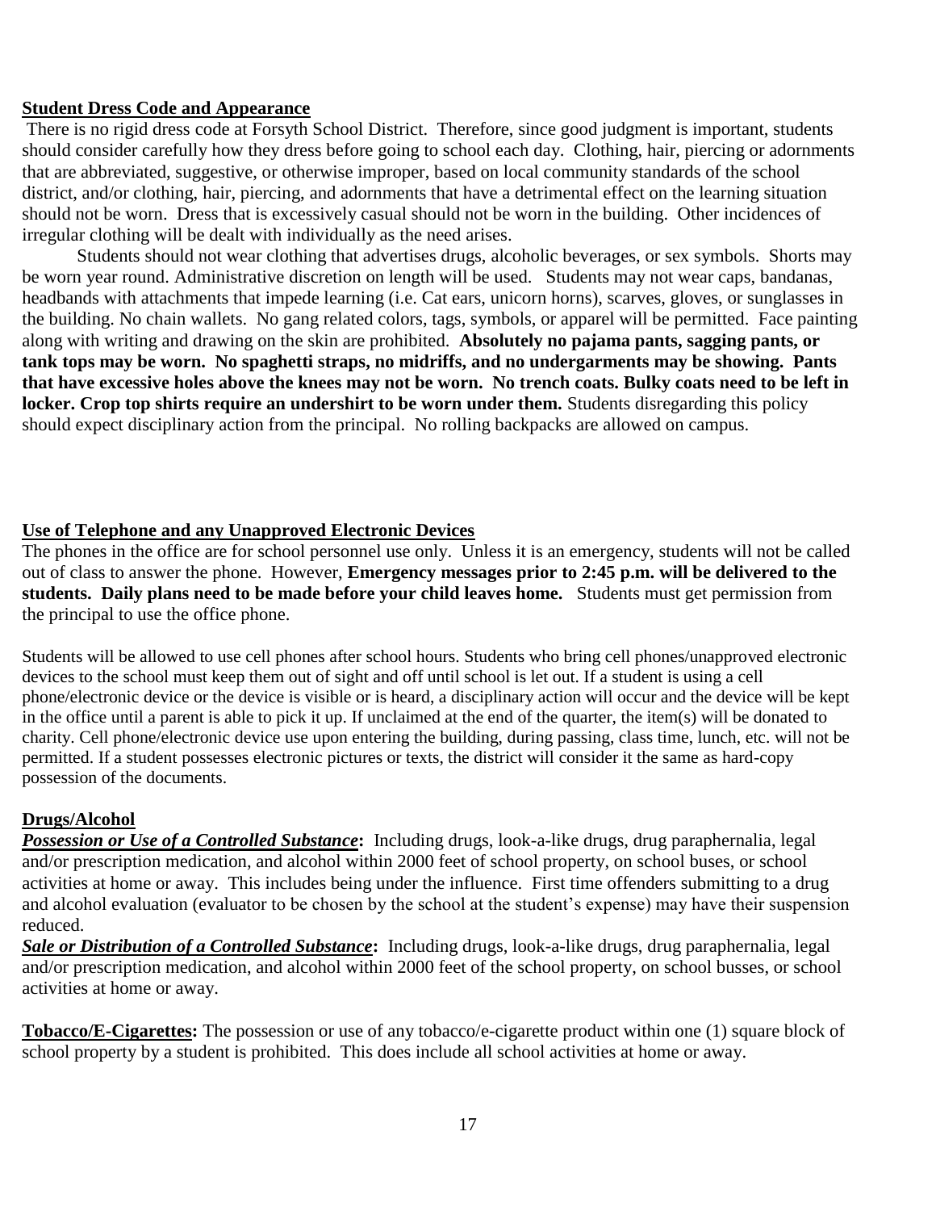## Student Dress Code and Appearance

There is no rigid dress code at Forsyth School District. Therefore, since good judgment is important, students should consider carefully how they dress before going to school each day. Clothing, hair, piercing or adornments that are abbreviated, suggestive, or otherwise improper, based on local community standards of the school district, and/or clothing, hair, piercing, and adornments that have a detrimental effect on the learning situation should not be worn. Dress that is excessively casual should not be worn in the building. Other incidences of irregular clothing will be dealt with individually as the need arises.

Students should not wear clothing that advertises drugs, alcoholic beverages, or sex symbols. Shorts may be worn year round. Administrative discretion on length will be used. Students may not wear caps, bandanas, headbands with attachments that impede learning (i.e. Cat ears, unicorn horns), scarves, gloves, or sunglasses in the building. No chain wallets. No gang related colors, tags, symbols, or apparel will be permitted. Face painting along with writing and drawing on the skin are prohibited. **Absolutely no pajama pants, sagging pants, or tank tops may be worn. No spaghetti straps, no midriffs, and no undergarments may be showing. Pants that have excessive holes above the knees may not be worn. No trench coats. Bulky coats need to be left in locker. Crop top shirts require an undershirt to be worn under them.** Students disregarding this policy should expect disciplinary action from the principal. No rolling backpacks are allowed on campus.

## Use of Telephone and any Unapproved Electronic Devices

The phones in the office are for school personnel use only. Unless it is an emergency, students will not be called out of class to answer the phone. However, **Emergency messages prior to 2:45 p.m. will be delivered to the students. Daily plans need to be made before your child leaves home.** Students must get permission from the principal to use the office phone.

Students will be allowed to use cell phones after school hours. Students who bring cell phones/unapproved electronic devices to the school must keep them out of sight and off until school is let out. If a student is using a cell phone/electronic device or the device is visible or is heard, a disciplinary action will occur and the device will be kept in the office until a parent is able to pick it up. If unclaimed at the end of the quarter, the item(s) will be donated to charity. Cell phone/electronic device use upon entering the building, during passing, class time, lunch, etc. will not be permitted. If a student possesses electronic pictures or texts, the district will consider it the same as hard-copy possession of the documents.

## Drugs/Alcohol

***Possession or Use of a Controlled Substance*:** Including drugs, look-a-like drugs, drug paraphernalia, legal and/or prescription medication, and alcohol within 2000 feet of school property, on school buses, or school activities at home or away. This includes being under the influence. First time offenders submitting to a drug and alcohol evaluation (evaluator to be chosen by the school at the student's expense) may have their suspension reduced.

***Sale or Distribution of a Controlled Substance*:** Including drugs, look-a-like drugs, drug paraphernalia, legal and/or prescription medication, and alcohol within 2000 feet of the school property, on school busses, or school activities at home or away.

**Tobacco/E-Cigarettes:** The possession or use of any tobacco/e-cigarette product within one (1) square block of school property by a student is prohibited. This does include all school activities at home or away.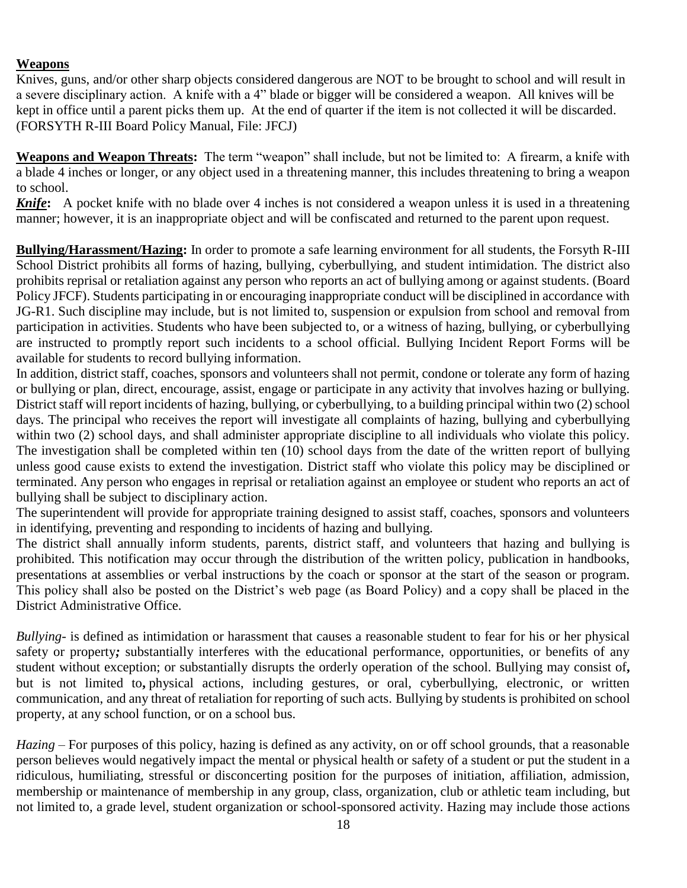**Weapons**

Knives, guns, and/or other sharp objects considered dangerous are NOT to be brought to school and will result in a severe disciplinary action. A knife with a 4" blade or bigger will be considered a weapon. All knives will be kept in office until a parent picks them up. At the end of quarter if the item is not collected it will be discarded. (FORSYTH R-III Board Policy Manual, File: JFCJ)

**Weapons and Weapon Threats:** The term "weapon" shall include, but not be limited to: A firearm, a knife with a blade 4 inches or longer, or any object used in a threatening manner, this includes threatening to bring a weapon to school.

***Knife*:** A pocket knife with no blade over 4 inches is not considered a weapon unless it is used in a threatening manner; however, it is an inappropriate object and will be confiscated and returned to the parent upon request.

**Bullying/Harassment/Hazing:** In order to promote a safe learning environment for all students, the Forsyth R-III School District prohibits all forms of hazing, bullying, cyberbullying, and student intimidation. The district also prohibits reprisal or retaliation against any person who reports an act of bullying among or against students. (Board Policy JFCF). Students participating in or encouraging inappropriate conduct will be disciplined in accordance with JG-R1. Such discipline may include, but is not limited to, suspension or expulsion from school and removal from participation in activities. Students who have been subjected to, or a witness of hazing, bullying, or cyberbullying are instructed to promptly report such incidents to a school official. Bullying Incident Report Forms will be available for students to record bullying information.

In addition, district staff, coaches, sponsors and volunteers shall not permit, condone or tolerate any form of hazing or bullying or plan, direct, encourage, assist, engage or participate in any activity that involves hazing or bullying. District staff will report incidents of hazing, bullying, or cyberbullying, to a building principal within two (2) school days. The principal who receives the report will investigate all complaints of hazing, bullying and cyberbullying within two (2) school days, and shall administer appropriate discipline to all individuals who violate this policy. The investigation shall be completed within ten (10) school days from the date of the written report of bullying unless good cause exists to extend the investigation. District staff who violate this policy may be disciplined or terminated. Any person who engages in reprisal or retaliation against an employee or student who reports an act of bullying shall be subject to disciplinary action.

The superintendent will provide for appropriate training designed to assist staff, coaches, sponsors and volunteers in identifying, preventing and responding to incidents of hazing and bullying.

The district shall annually inform students, parents, district staff, and volunteers that hazing and bullying is prohibited. This notification may occur through the distribution of the written policy, publication in handbooks, presentations at assemblies or verbal instructions by the coach or sponsor at the start of the season or program. This policy shall also be posted on the District's web page (as Board Policy) and a copy shall be placed in the District Administrative Office.

*Bullying*- is defined as intimidation or harassment that causes a reasonable student to fear for his or her physical safety or property***;*** substantially interferes with the educational performance, opportunities, or benefits of any student without exception; or substantially disrupts the orderly operation of the school. Bullying may consist of**,** but is not limited to**,** physical actions, including gestures, or oral, cyberbullying, electronic, or written communication, and any threat of retaliation for reporting of such acts. Bullying by students is prohibited on school property, at any school function, or on a school bus.

*Hazing* – For purposes of this policy, hazing is defined as any activity, on or off school grounds, that a reasonable person believes would negatively impact the mental or physical health or safety of a student or put the student in a ridiculous, humiliating, stressful or disconcerting position for the purposes of initiation, affiliation, admission, membership or maintenance of membership in any group, class, organization, club or athletic team including, but not limited to, a grade level, student organization or school-sponsored activity. Hazing may include those actions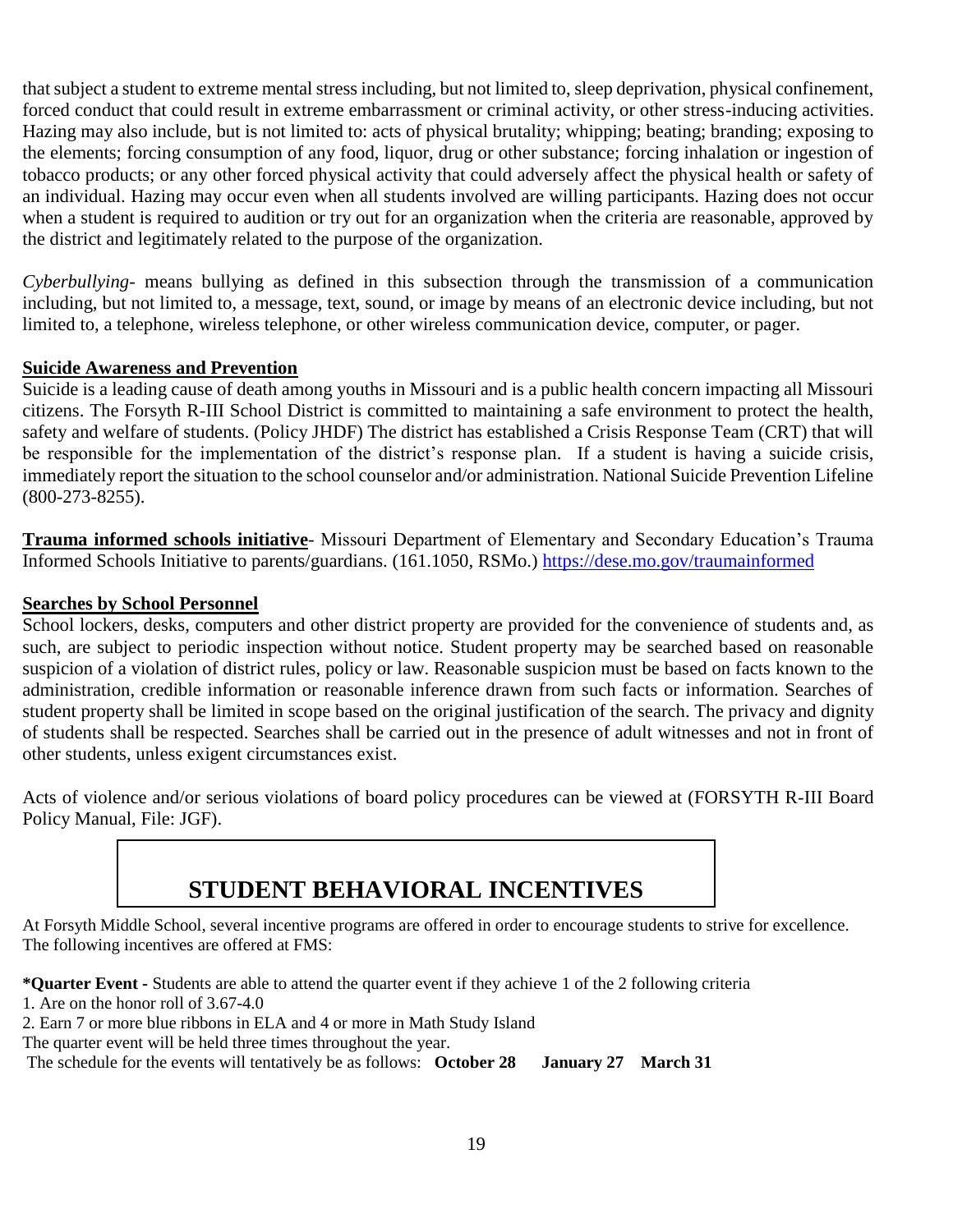that subject a student to extreme mental stress including, but not limited to, sleep deprivation, physical confinement, forced conduct that could result in extreme embarrassment or criminal activity, or other stress-inducing activities. Hazing may also include, but is not limited to: acts of physical brutality; whipping; beating; branding; exposing to the elements; forcing consumption of any food, liquor, drug or other substance; forcing inhalation or ingestion of tobacco products; or any other forced physical activity that could adversely affect the physical health or safety of an individual. Hazing may occur even when all students involved are willing participants. Hazing does not occur when a student is required to audition or try out for an organization when the criteria are reasonable, approved by the district and legitimately related to the purpose of the organization.

*Cyberbullying*- means bullying as defined in this subsection through the transmission of a communication including, but not limited to, a message, text, sound, or image by means of an electronic device including, but not limited to, a telephone, wireless telephone, or other wireless communication device, computer, or pager.

**Suicide Awareness and Prevention**

Suicide is a leading cause of death among youths in Missouri and is a public health concern impacting all Missouri citizens. The Forsyth R-III School District is committed to maintaining a safe environment to protect the health, safety and welfare of students. (Policy JHDF) The district has established a Crisis Response Team (CRT) that will be responsible for the implementation of the district's response plan. If a student is having a suicide crisis, immediately report the situation to the school counselor and/or administration. National Suicide Prevention Lifeline (800-273-8255).

**Trauma informed schools initiative**- Missouri Department of Elementary and Secondary Education's Trauma Informed Schools Initiative to parents/guardians. (161.1050, RSMo.) https://dese.mo.gov/traumainformed

**Searches by School Personnel**

School lockers, desks, computers and other district property are provided for the convenience of students and, as such, are subject to periodic inspection without notice. Student property may be searched based on reasonable suspicion of a violation of district rules, policy or law. Reasonable suspicion must be based on facts known to the administration, credible information or reasonable inference drawn from such facts or information. Searches of student property shall be limited in scope based on the original justification of the search. The privacy and dignity of students shall be respected. Searches shall be carried out in the presence of adult witnesses and not in front of other students, unless exigent circumstances exist.

Acts of violence and/or serious violations of board policy procedures can be viewed at (FORSYTH R-III Board Policy Manual, File: JGF).

# STUDENT BEHAVIORAL INCENTIVES

At Forsyth Middle School, several incentive programs are offered in order to encourage students to strive for excellence. The following incentives are offered at FMS:

***Quarter Event -** Students are able to attend the quarter event if they achieve 1 of the 2 following criteria

1. Are on the honor roll of 3.67-4.0
2. Earn 7 or more blue ribbons in ELA and 4 or more in Math Study Island

The quarter event will be held three times throughout the year.

The schedule for the events will tentatively be as follows: **October 28** **January 27** **March 31**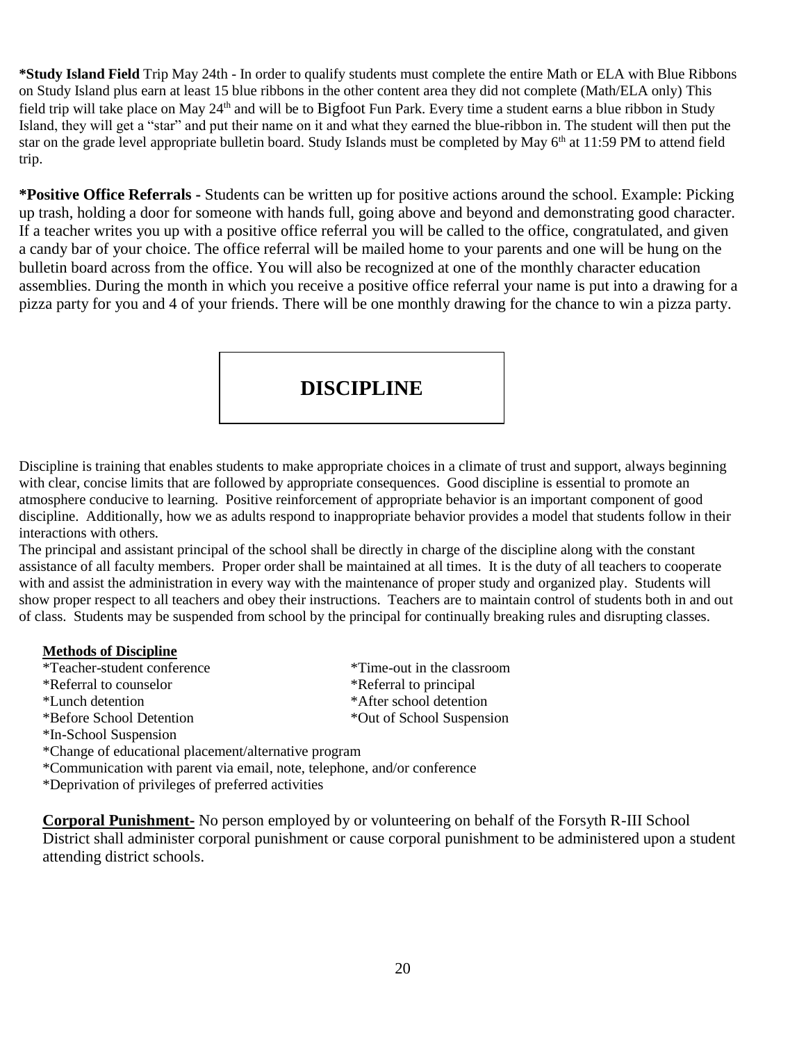**\*Study Island Field** Trip May 24th - In order to qualify students must complete the entire Math or ELA with Blue Ribbons on Study Island plus earn at least 15 blue ribbons in the other content area they did not complete (Math/ELA only) This field trip will take place on May 24th and will be to Bigfoot Fun Park. Every time a student earns a blue ribbon in Study Island, they will get a "star" and put their name on it and what they earned the blue-ribbon in. The student will then put the star on the grade level appropriate bulletin board. Study Islands must be completed by May 6th at 11:59 PM to attend field trip.

**\*Positive Office Referrals -** Students can be written up for positive actions around the school. Example: Picking up trash, holding a door for someone with hands full, going above and beyond and demonstrating good character. If a teacher writes you up with a positive office referral you will be called to the office, congratulated, and given a candy bar of your choice. The office referral will be mailed home to your parents and one will be hung on the bulletin board across from the office. You will also be recognized at one of the monthly character education assemblies. During the month in which you receive a positive office referral your name is put into a drawing for a pizza party for you and 4 of your friends. There will be one monthly drawing for the chance to win a pizza party.

# DISCIPLINE

Discipline is training that enables students to make appropriate choices in a climate of trust and support, always beginning with clear, concise limits that are followed by appropriate consequences. Good discipline is essential to promote an atmosphere conducive to learning. Positive reinforcement of appropriate behavior is an important component of good discipline. Additionally, how we as adults respond to inappropriate behavior provides a model that students follow in their interactions with others.

The principal and assistant principal of the school shall be directly in charge of the discipline along with the constant assistance of all faculty members. Proper order shall be maintained at all times. It is the duty of all teachers to cooperate with and assist the administration in every way with the maintenance of proper study and organized play. Students will show proper respect to all teachers and obey their instructions. Teachers are to maintain control of students both in and out of class. Students may be suspended from school by the principal for continually breaking rules and disrupting classes.

**Methods of Discipline**

*Teacher-student conference
*Time-out in the classroom
*Referral to counselor
*Referral to principal
*Lunch detention
*After school detention
*Before School Detention
*Out of School Suspension
*In-School Suspension
*Change of educational placement/alternative program
*Communication with parent via email, note, telephone, and/or conference
*Deprivation of privileges of preferred activities

**Corporal Punishment-** No person employed by or volunteering on behalf of the Forsyth R-III School District shall administer corporal punishment or cause corporal punishment to be administered upon a student attending district schools.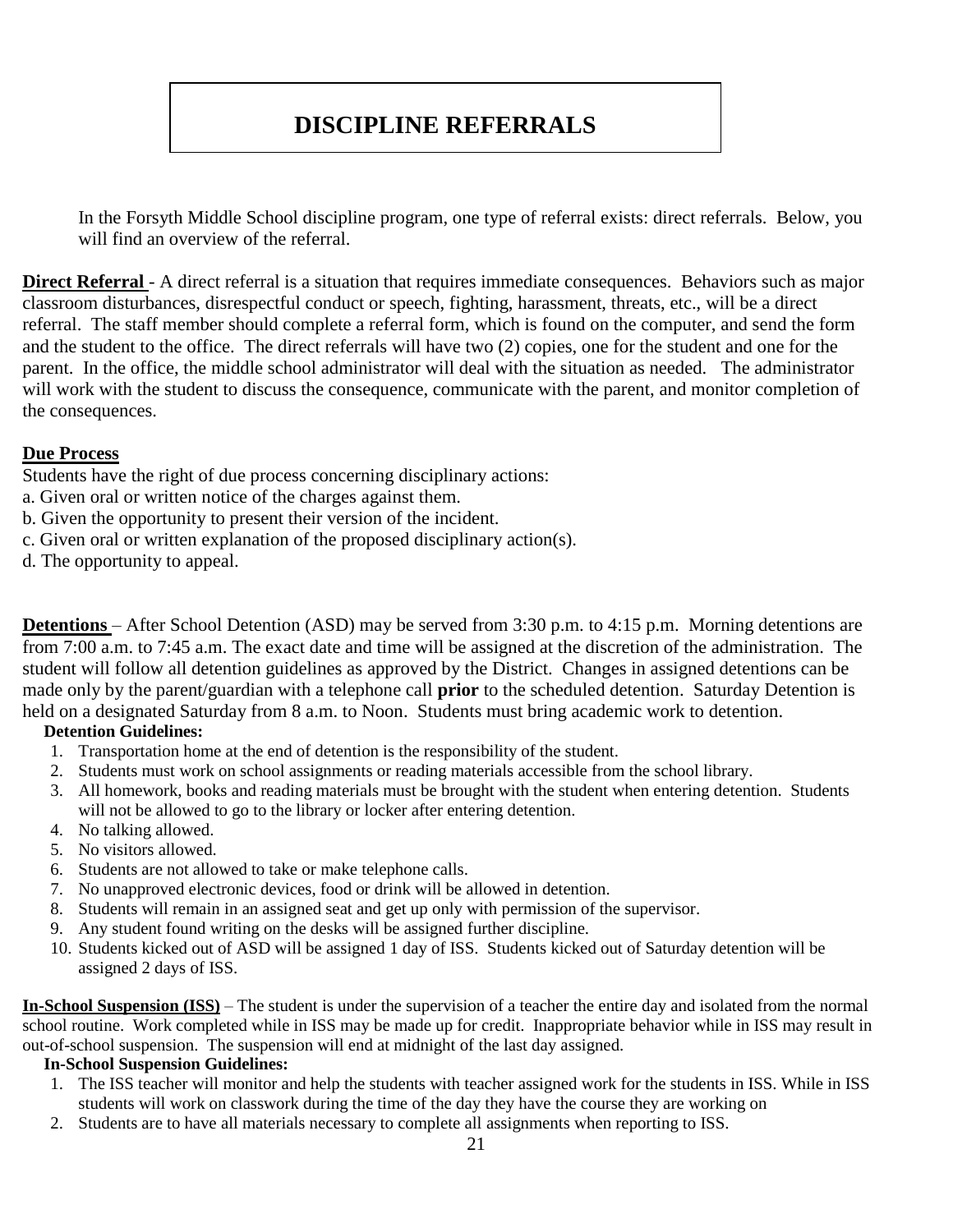# DISCIPLINE REFERRALS

In the Forsyth Middle School discipline program, one type of referral exists: direct referrals. Below, you will find an overview of the referral.

**Direct Referral** - A direct referral is a situation that requires immediate consequences. Behaviors such as major classroom disturbances, disrespectful conduct or speech, fighting, harassment, threats, etc., will be a direct referral. The staff member should complete a referral form, which is found on the computer, and send the form and the student to the office. The direct referrals will have two (2) copies, one for the student and one for the parent. In the office, the middle school administrator will deal with the situation as needed. The administrator will work with the student to discuss the consequence, communicate with the parent, and monitor completion of the consequences.

**Due Process**

Students have the right of due process concerning disciplinary actions:

a. Given oral or written notice of the charges against them.
b. Given the opportunity to present their version of the incident.
c. Given oral or written explanation of the proposed disciplinary action(s).
d. The opportunity to appeal.

**Detentions** – After School Detention (ASD) may be served from 3:30 p.m. to 4:15 p.m. Morning detentions are from 7:00 a.m. to 7:45 a.m. The exact date and time will be assigned at the discretion of the administration. The student will follow all detention guidelines as approved by the District. Changes in assigned detentions can be made only by the parent/guardian with a telephone call **prior** to the scheduled detention. Saturday Detention is held on a designated Saturday from 8 a.m. to Noon. Students must bring academic work to detention.

**Detention Guidelines:**

1. Transportation home at the end of detention is the responsibility of the student.
2. Students must work on school assignments or reading materials accessible from the school library.
3. All homework, books and reading materials must be brought with the student when entering detention. Students will not be allowed to go to the library or locker after entering detention.
4. No talking allowed.
5. No visitors allowed.
6. Students are not allowed to take or make telephone calls.
7. No unapproved electronic devices, food or drink will be allowed in detention.
8. Students will remain in an assigned seat and get up only with permission of the supervisor.
9. Any student found writing on the desks will be assigned further discipline.
10. Students kicked out of ASD will be assigned 1 day of ISS. Students kicked out of Saturday detention will be assigned 2 days of ISS.

**In-School Suspension (ISS)** – The student is under the supervision of a teacher the entire day and isolated from the normal school routine. Work completed while in ISS may be made up for credit. Inappropriate behavior while in ISS may result in out-of-school suspension. The suspension will end at midnight of the last day assigned.

**In-School Suspension Guidelines:**

1. The ISS teacher will monitor and help the students with teacher assigned work for the students in ISS. While in ISS students will work on classwork during the time of the day they have the course they are working on
2. Students are to have all materials necessary to complete all assignments when reporting to ISS.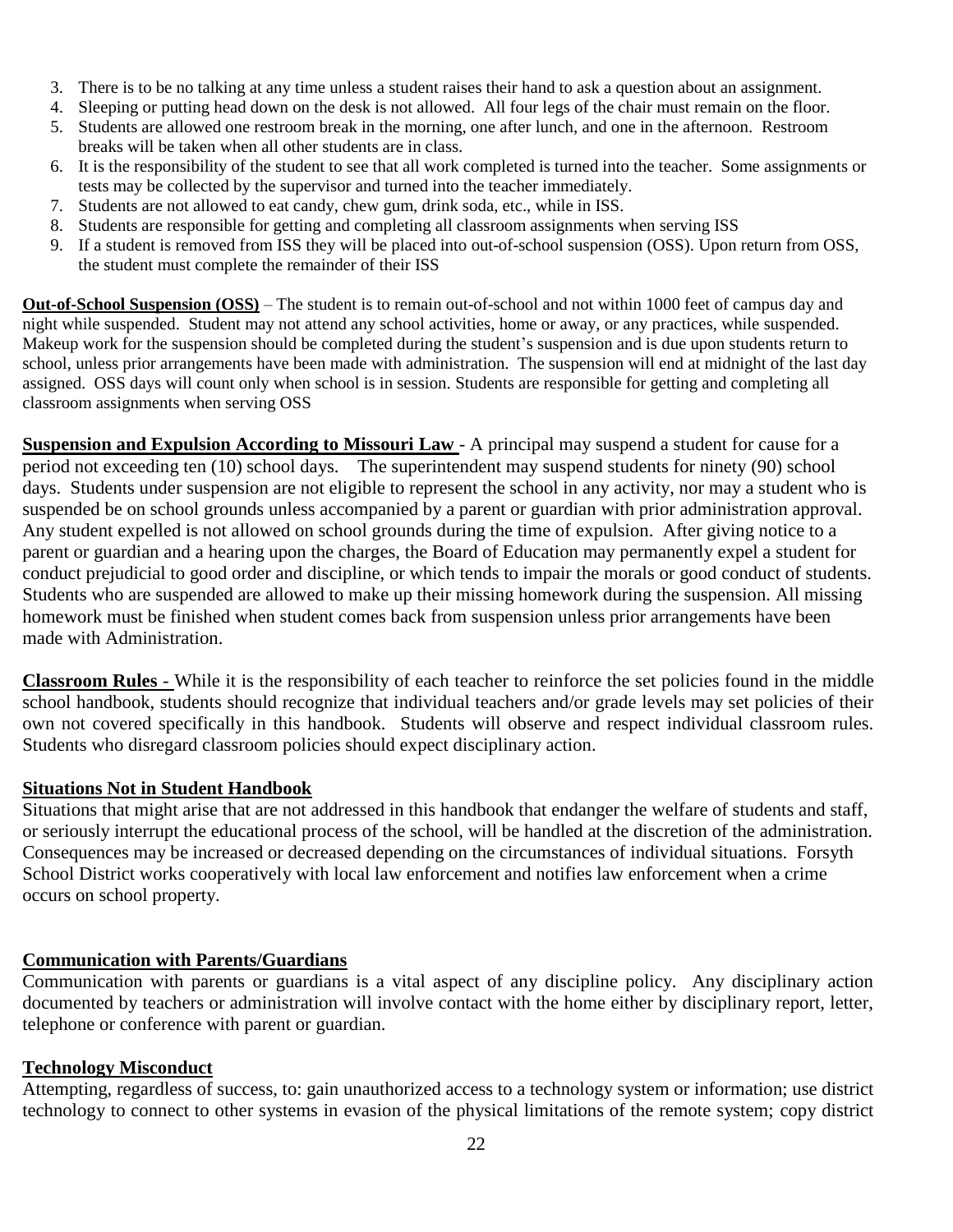3. There is to be no talking at any time unless a student raises their hand to ask a question about an assignment.
4. Sleeping or putting head down on the desk is not allowed. All four legs of the chair must remain on the floor.
5. Students are allowed one restroom break in the morning, one after lunch, and one in the afternoon. Restroom breaks will be taken when all other students are in class.
6. It is the responsibility of the student to see that all work completed is turned into the teacher. Some assignments or tests may be collected by the supervisor and turned into the teacher immediately.
7. Students are not allowed to eat candy, chew gum, drink soda, etc., while in ISS.
8. Students are responsible for getting and completing all classroom assignments when serving ISS
9. If a student is removed from ISS they will be placed into out-of-school suspension (OSS). Upon return from OSS, the student must complete the remainder of their ISS

**Out-of-School Suspension (OSS)** – The student is to remain out-of-school and not within 1000 feet of campus day and night while suspended. Student may not attend any school activities, home or away, or any practices, while suspended. Makeup work for the suspension should be completed during the student's suspension and is due upon students return to school, unless prior arrangements have been made with administration. The suspension will end at midnight of the last day assigned. OSS days will count only when school is in session. Students are responsible for getting and completing all classroom assignments when serving OSS

**Suspension and Expulsion According to Missouri Law** - A principal may suspend a student for cause for a period not exceeding ten (10) school days. The superintendent may suspend students for ninety (90) school days. Students under suspension are not eligible to represent the school in any activity, nor may a student who is suspended be on school grounds unless accompanied by a parent or guardian with prior administration approval. Any student expelled is not allowed on school grounds during the time of expulsion. After giving notice to a parent or guardian and a hearing upon the charges, the Board of Education may permanently expel a student for conduct prejudicial to good order and discipline, or which tends to impair the morals or good conduct of students. Students who are suspended are allowed to make up their missing homework during the suspension. All missing homework must be finished when student comes back from suspension unless prior arrangements have been made with Administration.

**Classroom Rules** - While it is the responsibility of each teacher to reinforce the set policies found in the middle school handbook, students should recognize that individual teachers and/or grade levels may set policies of their own not covered specifically in this handbook. Students will observe and respect individual classroom rules. Students who disregard classroom policies should expect disciplinary action.

**Situations Not in Student Handbook**

Situations that might arise that are not addressed in this handbook that endanger the welfare of students and staff, or seriously interrupt the educational process of the school, will be handled at the discretion of the administration. Consequences may be increased or decreased depending on the circumstances of individual situations. Forsyth School District works cooperatively with local law enforcement and notifies law enforcement when a crime occurs on school property.

**Communication with Parents/Guardians**

Communication with parents or guardians is a vital aspect of any discipline policy. Any disciplinary action documented by teachers or administration will involve contact with the home either by disciplinary report, letter, telephone or conference with parent or guardian.

**Technology Misconduct**

Attempting, regardless of success, to: gain unauthorized access to a technology system or information; use district technology to connect to other systems in evasion of the physical limitations of the remote system; copy district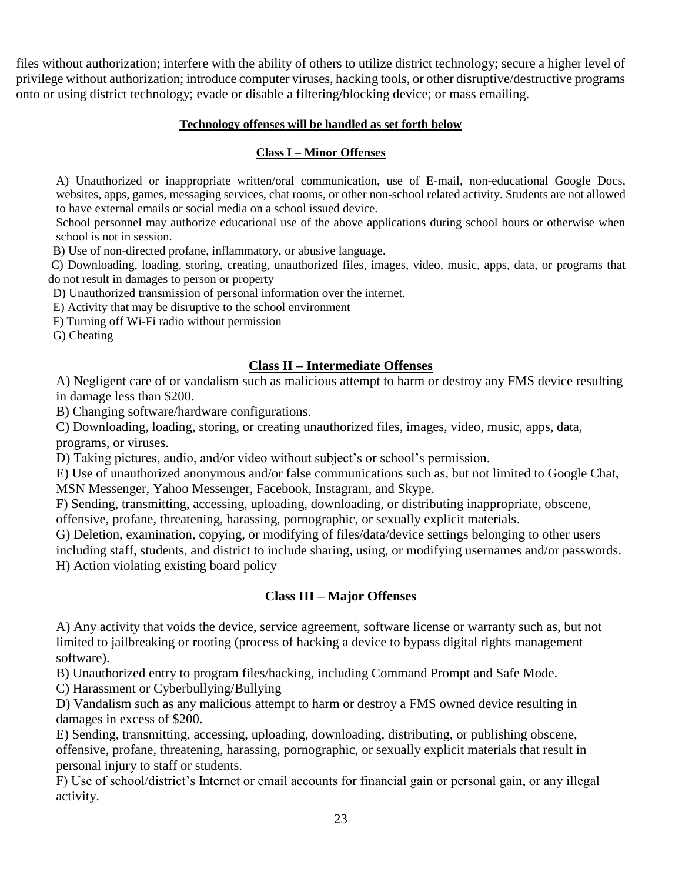files without authorization; interfere with the ability of others to utilize district technology; secure a higher level of privilege without authorization; introduce computer viruses, hacking tools, or other disruptive/destructive programs onto or using district technology; evade or disable a filtering/blocking device; or mass emailing.

**Technology offenses will be handled as set forth below**

**Class I – Minor Offenses**

A) Unauthorized or inappropriate written/oral communication, use of E-mail, non-educational Google Docs, websites, apps, games, messaging services, chat rooms, or other non-school related activity. Students are not allowed to have external emails or social media on a school issued device.

School personnel may authorize educational use of the above applications during school hours or otherwise when school is not in session.

B) Use of non-directed profane, inflammatory, or abusive language.

C) Downloading, loading, storing, creating, unauthorized files, images, video, music, apps, data, or programs that do not result in damages to person or property

D) Unauthorized transmission of personal information over the internet.

E) Activity that may be disruptive to the school environment

F) Turning off Wi-Fi radio without permission

G) Cheating

**Class II – Intermediate Offenses**

A) Negligent care of or vandalism such as malicious attempt to harm or destroy any FMS device resulting in damage less than $200.

B) Changing software/hardware configurations.

C) Downloading, loading, storing, or creating unauthorized files, images, video, music, apps, data, programs, or viruses.

D) Taking pictures, audio, and/or video without subject's or school's permission.

E) Use of unauthorized anonymous and/or false communications such as, but not limited to Google Chat, MSN Messenger, Yahoo Messenger, Facebook, Instagram, and Skype.

F) Sending, transmitting, accessing, uploading, downloading, or distributing inappropriate, obscene, offensive, profane, threatening, harassing, pornographic, or sexually explicit materials.

G) Deletion, examination, copying, or modifying of files/data/device settings belonging to other users including staff, students, and district to include sharing, using, or modifying usernames and/or passwords.

H) Action violating existing board policy

**Class III – Major Offenses**

A) Any activity that voids the device, service agreement, software license or warranty such as, but not limited to jailbreaking or rooting (process of hacking a device to bypass digital rights management software).

B) Unauthorized entry to program files/hacking, including Command Prompt and Safe Mode.

C) Harassment or Cyberbullying/Bullying

D) Vandalism such as any malicious attempt to harm or destroy a FMS owned device resulting in damages in excess of $200.

E) Sending, transmitting, accessing, uploading, downloading, distributing, or publishing obscene, offensive, profane, threatening, harassing, pornographic, or sexually explicit materials that result in personal injury to staff or students.

F) Use of school/district's Internet or email accounts for financial gain or personal gain, or any illegal activity.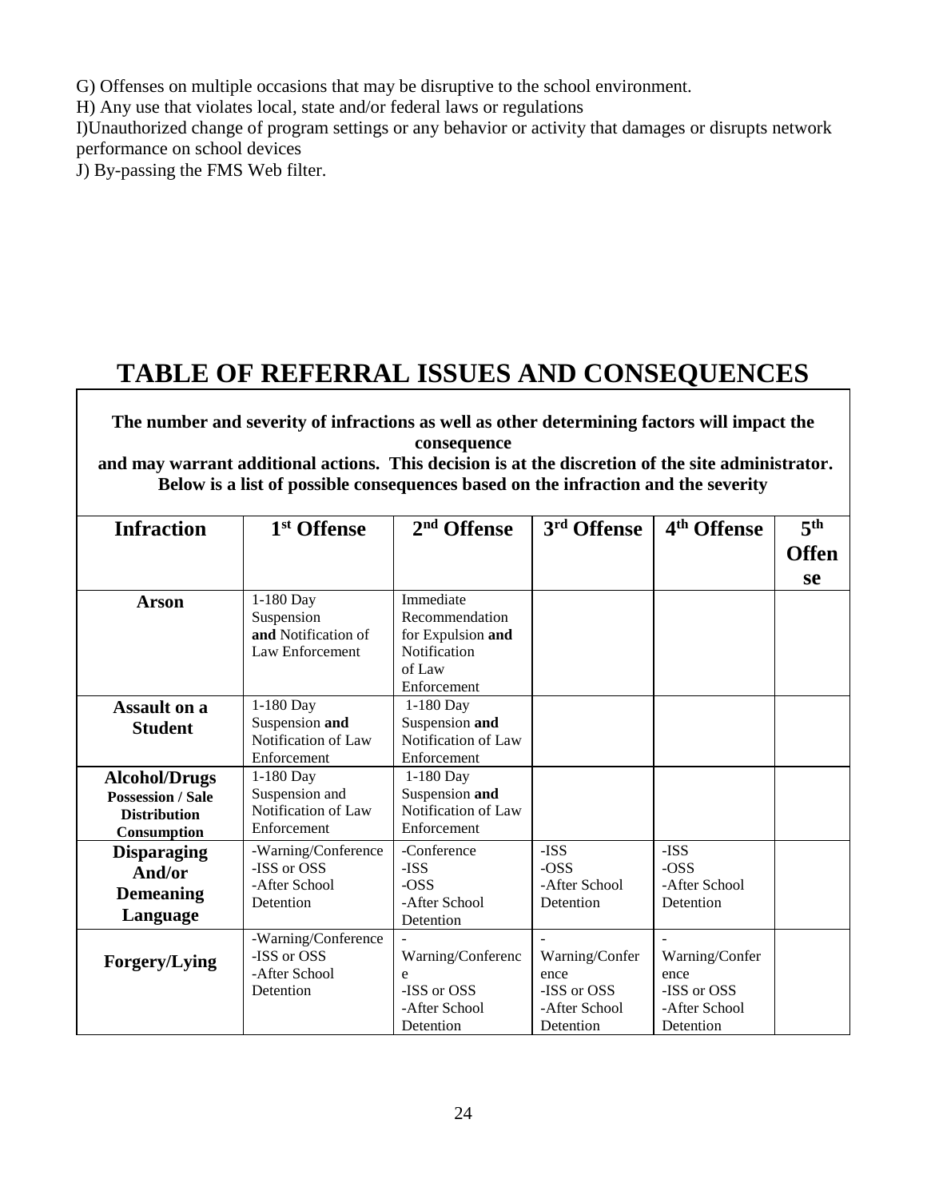G) Offenses on multiple occasions that may be disruptive to the school environment.
H) Any use that violates local, state and/or federal laws or regulations
I)Unauthorized change of program settings or any behavior or activity that damages or disrupts network performance on school devices
J) By-passing the FMS Web filter.

# TABLE OF REFERRAL ISSUES AND CONSEQUENCES

**The number and severity of infractions as well as other determining factors will impact the consequence and may warrant additional actions. This decision is at the discretion of the site administrator. Below is a list of possible consequences based on the infraction and the severity**

| Infraction | 1st Offense | 2nd Offense | 3rd Offense | 4th Offense | 5th Offense |
|---|---|---|---|---|---|
| **Arson** | 1-180 Day Suspension **and** Notification of Law Enforcement | Immediate Recommendation for Expulsion **and** Notification of Law Enforcement | | | |
| **Assault on a Student** | 1-180 Day Suspension **and** Notification of Law Enforcement | 1-180 Day Suspension **and** Notification of Law Enforcement | | | |
| **Alcohol/Drugs** **Possession / Sale Distribution Consumption** | 1-180 Day Suspension and Notification of Law Enforcement | 1-180 Day Suspension **and** Notification of Law Enforcement | | | |
| **Disparaging And/or Demeaning Language** | -Warning/Conference<br>-ISS or OSS<br>-After School Detention | -Conference<br>-ISS<br>-OSS<br>-After School Detention | -ISS<br>-OSS<br>-After School Detention | -ISS<br>-OSS<br>-After School Detention | |
| **Forgery/Lying** | -Warning/Conference<br>-ISS or OSS<br>-After School Detention | -Warning/Conference<br>-ISS or OSS<br>-After School Detention | -Warning/Conference<br>-ISS or OSS<br>-After School Detention | -Warning/Conference<br>-ISS or OSS<br>-After School Detention | |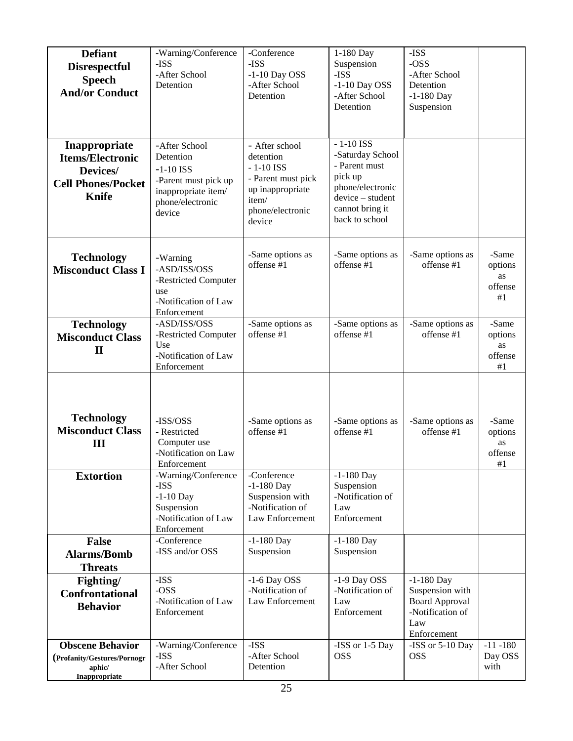| | | | | | |
|---|---|---|---|---|---|
| **Defiant Disrespectful Speech And/or Conduct** | -Warning/Conference<br>-ISS<br>-After School Detention | -Conference<br>-ISS<br>-1-10 Day OSS<br>-After School Detention | 1-180 Day Suspension<br>-ISS<br>-1-10 Day OSS<br>-After School Detention | -ISS<br>-OSS<br>-After School Detention<br>-1-180 Day Suspension | |
| **Inappropriate Items/Electronic Devices/ Cell Phones/Pocket Knife** | -After School Detention<br>-1-10 ISS<br>-Parent must pick up inappropriate item/ phone/electronic device | - After school detention<br>- 1-10 ISS<br>- Parent must pick up inappropriate item/ phone/electronic device | - 1-10 ISS<br>-Saturday School<br>- Parent must pick up phone/electronic device – student cannot bring it back to school | | |
| **Technology Misconduct Class I** | -Warning<br>-ASD/ISS/OSS<br>-Restricted Computer use<br>-Notification of Law Enforcement | -Same options as offense #1 | -Same options as offense #1 | -Same options as offense #1 | -Same options as offense #1 |
| **Technology Misconduct Class II** | -ASD/ISS/OSS<br>-Restricted Computer Use<br>-Notification of Law Enforcement | -Same options as offense #1 | -Same options as offense #1 | -Same options as offense #1 | -Same options as offense #1 |
| **Technology Misconduct Class III** | -ISS/OSS<br>- Restricted Computer use<br>-Notification on Law Enforcement | -Same options as offense #1 | -Same options as offense #1 | -Same options as offense #1 | -Same options as offense #1 |
| **Extortion** | -Warning/Conference<br>-ISS<br>-1-10 Day Suspension<br>-Notification of Law Enforcement | -Conference<br>-1-180 Day Suspension with<br>-Notification of Law Enforcement | -1-180 Day Suspension<br>-Notification of Law Enforcement | | |
| **False Alarms/Bomb Threats** | -Conference<br>-ISS and/or OSS | -1-180 Day Suspension | -1-180 Day Suspension | | |
| **Fighting/ Confrontational Behavior** | -ISS<br>-OSS<br>-Notification of Law Enforcement | -1-6 Day OSS<br>-Notification of Law Enforcement | -1-9 Day OSS<br>-Notification of Law Enforcement | -1-180 Day Suspension with Board Approval<br>-Notification of Law Enforcement | |
| **Obscene Behavior** (Profanity/Gestures/Pornographic/ Inappropriate | -Warning/Conference<br>-ISS<br>-After School | -ISS<br>-After School Detention | -ISS or 1-5 Day OSS | -ISS or 5-10 Day OSS | -11 -180 Day OSS with |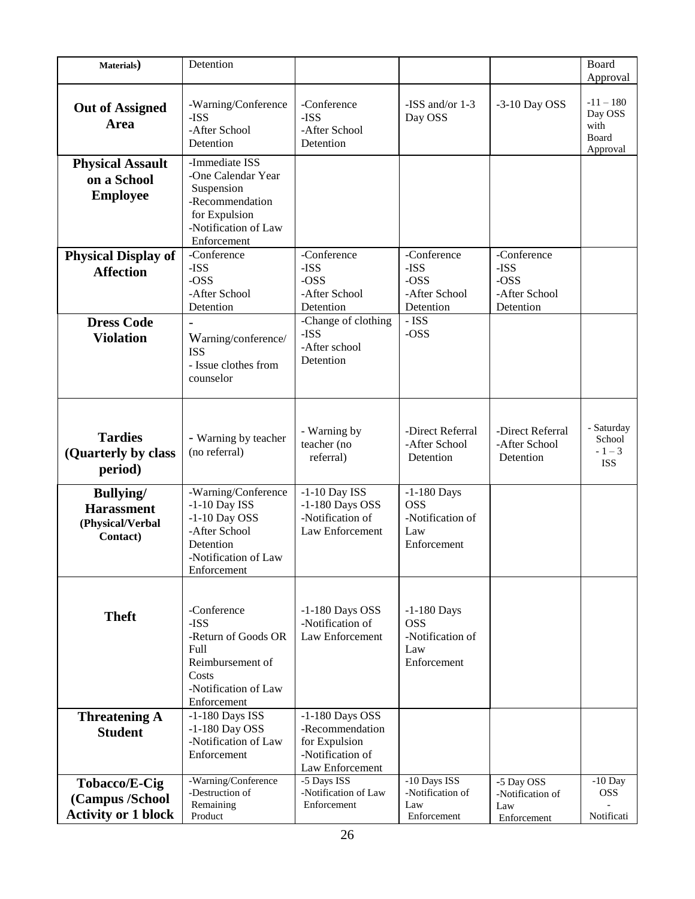| Materials) | Detention | | | | Board Approval |
|---|---|---|---|---|---|
| **Out of Assigned Area** | -Warning/Conference -ISS -After School Detention | -Conference -ISS -After School Detention | -ISS and/or 1-3 Day OSS | -3-10 Day OSS | -11 – 180 Day OSS with Board Approval |
| **Physical Assault on a School Employee** | -Immediate ISS -One Calendar Year Suspension -Recommendation for Expulsion -Notification of Law Enforcement | | | | |
| **Physical Display of Affection** | -Conference -ISS -OSS -After School Detention | -Conference -ISS -OSS -After School Detention | -Conference -ISS -OSS -After School Detention | -Conference -ISS -OSS -After School Detention | |
| **Dress Code Violation** | - Warning/conference/ ISS - Issue clothes from counselor | -Change of clothing -ISS -After school Detention | - ISS -OSS | | |
| **Tardies (Quarterly by class period)** | - Warning by teacher (no referral) | - Warning by teacher (no referral) | -Direct Referral -After School Detention | -Direct Referral -After School Detention | - Saturday School - 1 – 3 ISS |
| **Bullying/ Harassment (Physical/Verbal Contact)** | -Warning/Conference -1-10 Day ISS -1-10 Day OSS -After School Detention -Notification of Law Enforcement | -1-10 Day ISS -1-180 Days OSS -Notification of Law Enforcement | -1-180 Days OSS -Notification of Law Enforcement | | |
| **Theft** | -Conference -ISS -Return of Goods OR Full Reimbursement of Costs -Notification of Law Enforcement | -1-180 Days OSS -Notification of Law Enforcement | -1-180 Days OSS -Notification of Law Enforcement | | |
| **Threatening A Student** | -1-180 Days ISS -1-180 Day OSS -Notification of Law Enforcement | -1-180 Days OSS -Recommendation for Expulsion -Notification of Law Enforcement | | | |
| **Tobacco/E-Cig (Campus /School Activity or 1 block** | -Warning/Conference -Destruction of Remaining Product | -5 Days ISS -Notification of Law Enforcement | -10 Days ISS -Notification of Law Enforcement | -5 Day OSS -Notification of Law Enforcement | -10 Day OSS - Notificati |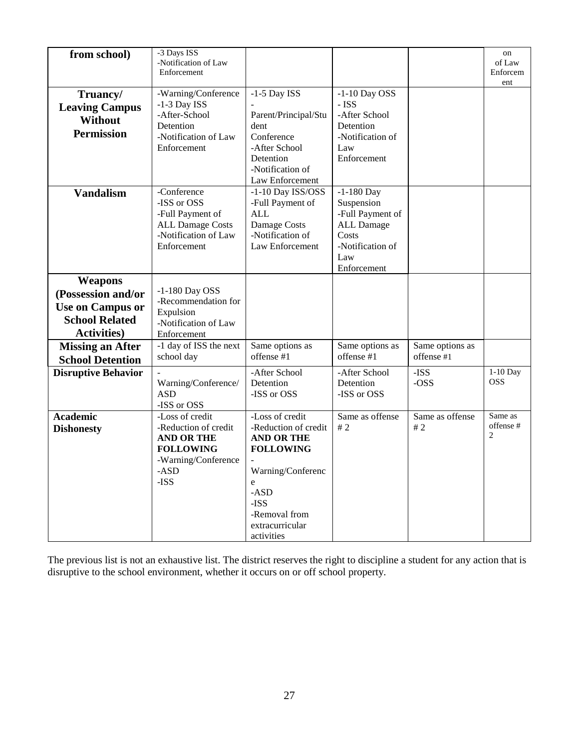| from school) | -3 Days ISS<br>-Notification of Law Enforcement | | | | on of Law Enforcement |
|---|---|---|---|---|---|
| **Truancy/ Leaving Campus Without Permission** | -Warning/Conference<br>-1-3 Day ISS<br>-After-School Detention<br>-Notification of Law Enforcement | -1-5 Day ISS<br>-Parent/Principal/Student Conference<br>-After School Detention<br>-Notification of Law Enforcement | -1-10 Day OSS<br>- ISS<br>-After School Detention<br>-Notification of Law Enforcement | | |
| **Vandalism** | -Conference<br>-ISS or OSS<br>-Full Payment of ALL Damage Costs<br>-Notification of Law Enforcement | -1-10 Day ISS/OSS<br>-Full Payment of ALL Damage Costs<br>-Notification of Law Enforcement | -1-180 Day Suspension<br>-Full Payment of ALL Damage Costs<br>-Notification of Law Enforcement | | |
| **Weapons (Possession and/or Use on Campus or School Related Activities)** | -1-180 Day OSS<br>-Recommendation for Expulsion<br>-Notification of Law Enforcement | | | | |
| **Missing an After School Detention** | -1 day of ISS the next school day | Same options as offense #1 | Same options as offense #1 | Same options as offense #1 | |
| **Disruptive Behavior** | -Warning/Conference/ASD<br>-ISS or OSS | -After School Detention<br>-ISS or OSS | -After School Detention<br>-ISS or OSS | -ISS<br>-OSS | 1-10 Day OSS |
| **Academic Dishonesty** | -Loss of credit<br>-Reduction of credit<br>**AND OR THE FOLLOWING**<br>-Warning/Conference<br>-ASD<br>-ISS | -Loss of credit<br>-Reduction of credit<br>**AND OR THE FOLLOWING**<br>-Warning/Conference<br>-ASD<br>-ISS<br>-Removal from extracurricular activities | Same as offense # 2 | Same as offense # 2 | Same as offense # 2 |

The previous list is not an exhaustive list. The district reserves the right to discipline a student for any action that is disruptive to the school environment, whether it occurs on or off school property.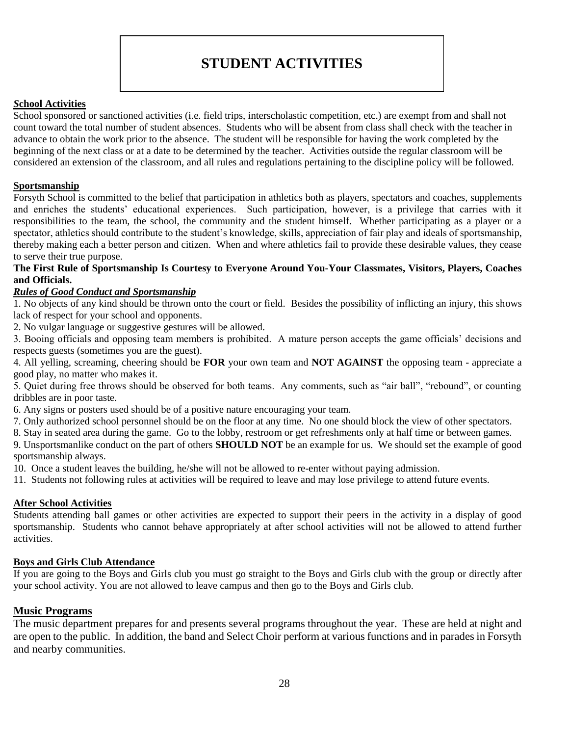# STUDENT ACTIVITIES

**School Activities**

School sponsored or sanctioned activities (i.e. field trips, interscholastic competition, etc.) are exempt from and shall not count toward the total number of student absences. Students who will be absent from class shall check with the teacher in advance to obtain the work prior to the absence. The student will be responsible for having the work completed by the beginning of the next class or at a date to be determined by the teacher. Activities outside the regular classroom will be considered an extension of the classroom, and all rules and regulations pertaining to the discipline policy will be followed.

**Sportsmanship**

Forsyth School is committed to the belief that participation in athletics both as players, spectators and coaches, supplements and enriches the students' educational experiences. Such participation, however, is a privilege that carries with it responsibilities to the team, the school, the community and the student himself. Whether participating as a player or a spectator, athletics should contribute to the student's knowledge, skills, appreciation of fair play and ideals of sportsmanship, thereby making each a better person and citizen. When and where athletics fail to provide these desirable values, they cease to serve their true purpose.

**The First Rule of Sportsmanship Is Courtesy to Everyone Around You-Your Classmates, Visitors, Players, Coaches and Officials.**

***Rules of Good Conduct and Sportsmanship***

1. No objects of any kind should be thrown onto the court or field. Besides the possibility of inflicting an injury, this shows lack of respect for your school and opponents.
2. No vulgar language or suggestive gestures will be allowed.
3. Booing officials and opposing team members is prohibited. A mature person accepts the game officials' decisions and respects guests (sometimes you are the guest).
4. All yelling, screaming, cheering should be **FOR** your own team and **NOT AGAINST** the opposing team - appreciate a good play, no matter who makes it.
5. Quiet during free throws should be observed for both teams. Any comments, such as "air ball", "rebound", or counting dribbles are in poor taste.
6. Any signs or posters used should be of a positive nature encouraging your team.
7. Only authorized school personnel should be on the floor at any time. No one should block the view of other spectators.
8. Stay in seated area during the game. Go to the lobby, restroom or get refreshments only at half time or between games.
9. Unsportsmanlike conduct on the part of others **SHOULD NOT** be an example for us. We should set the example of good sportsmanship always.
10. Once a student leaves the building, he/she will not be allowed to re-enter without paying admission.
11. Students not following rules at activities will be required to leave and may lose privilege to attend future events.

**After School Activities**

Students attending ball games or other activities are expected to support their peers in the activity in a display of good sportsmanship. Students who cannot behave appropriately at after school activities will not be allowed to attend further activities.

**Boys and Girls Club Attendance**

If you are going to the Boys and Girls club you must go straight to the Boys and Girls club with the group or directly after your school activity. You are not allowed to leave campus and then go to the Boys and Girls club.

**Music Programs**

The music department prepares for and presents several programs throughout the year. These are held at night and are open to the public. In addition, the band and Select Choir perform at various functions and in parades in Forsyth and nearby communities.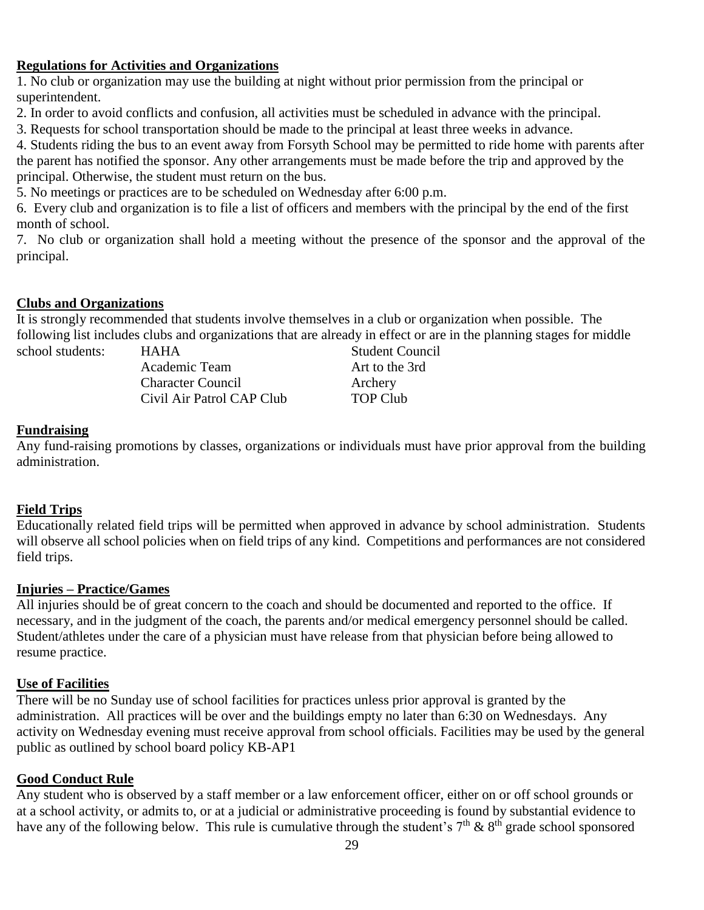**Regulations for Activities and Organizations**

1. No club or organization may use the building at night without prior permission from the principal or superintendent.
2. In order to avoid conflicts and confusion, all activities must be scheduled in advance with the principal.
3. Requests for school transportation should be made to the principal at least three weeks in advance.
4. Students riding the bus to an event away from Forsyth School may be permitted to ride home with parents after the parent has notified the sponsor. Any other arrangements must be made before the trip and approved by the principal. Otherwise, the student must return on the bus.
5. No meetings or practices are to be scheduled on Wednesday after 6:00 p.m.
6. Every club and organization is to file a list of officers and members with the principal by the end of the first month of school.
7. No club or organization shall hold a meeting without the presence of the sponsor and the approval of the principal.

**Clubs and Organizations**

It is strongly recommended that students involve themselves in a club or organization when possible. The following list includes clubs and organizations that are already in effect or are in the planning stages for middle school students:

| | |
|---|---|
| HAHA | Student Council |
| Academic Team | Art to the 3rd |
| Character Council | Archery |
| Civil Air Patrol CAP Club | TOP Club |

**Fundraising**

Any fund-raising promotions by classes, organizations or individuals must have prior approval from the building administration.

**Field Trips**

Educationally related field trips will be permitted when approved in advance by school administration. Students will observe all school policies when on field trips of any kind. Competitions and performances are not considered field trips.

**Injuries – Practice/Games**

All injuries should be of great concern to the coach and should be documented and reported to the office. If necessary, and in the judgment of the coach, the parents and/or medical emergency personnel should be called. Student/athletes under the care of a physician must have release from that physician before being allowed to resume practice.

**Use of Facilities**

There will be no Sunday use of school facilities for practices unless prior approval is granted by the administration. All practices will be over and the buildings empty no later than 6:30 on Wednesdays. Any activity on Wednesday evening must receive approval from school officials. Facilities may be used by the general public as outlined by school board policy KB-AP1

**Good Conduct Rule**

Any student who is observed by a staff member or a law enforcement officer, either on or off school grounds or at a school activity, or admits to, or at a judicial or administrative proceeding is found by substantial evidence to have any of the following below. This rule is cumulative through the student's 7th & 8th grade school sponsored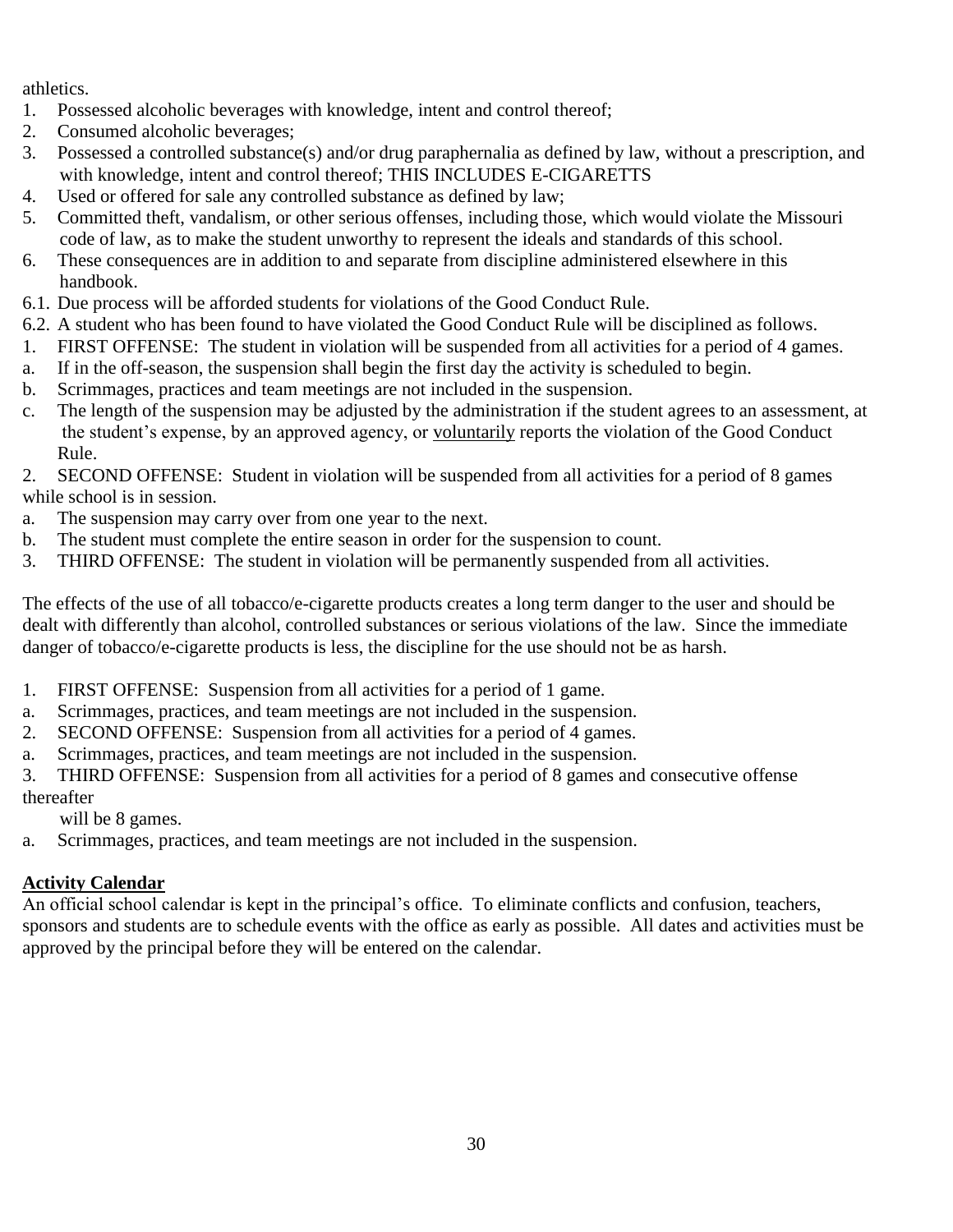athletics.

1. Possessed alcoholic beverages with knowledge, intent and control thereof;
2. Consumed alcoholic beverages;
3. Possessed a controlled substance(s) and/or drug paraphernalia as defined by law, without a prescription, and with knowledge, intent and control thereof; THIS INCLUDES E-CIGARETTS
4. Used or offered for sale any controlled substance as defined by law;
5. Committed theft, vandalism, or other serious offenses, including those, which would violate the Missouri code of law, as to make the student unworthy to represent the ideals and standards of this school.
6. These consequences are in addition to and separate from discipline administered elsewhere in this handbook.

6.1. Due process will be afforded students for violations of the Good Conduct Rule.

6.2. A student who has been found to have violated the Good Conduct Rule will be disciplined as follows.

1. FIRST OFFENSE: The student in violation will be suspended from all activities for a period of 4 games.
   a. If in the off-season, the suspension shall begin the first day the activity is scheduled to begin.
   b. Scrimmages, practices and team meetings are not included in the suspension.
   c. The length of the suspension may be adjusted by the administration if the student agrees to an assessment, at the student's expense, by an approved agency, or <u>voluntarily</u> reports the violation of the Good Conduct Rule.
2. SECOND OFFENSE: Student in violation will be suspended from all activities for a period of 8 games while school is in session.
   a. The suspension may carry over from one year to the next.
   b. The student must complete the entire season in order for the suspension to count.
3. THIRD OFFENSE: The student in violation will be permanently suspended from all activities.

The effects of the use of all tobacco/e-cigarette products creates a long term danger to the user and should be dealt with differently than alcohol, controlled substances or serious violations of the law. Since the immediate danger of tobacco/e-cigarette products is less, the discipline for the use should not be as harsh.

1. FIRST OFFENSE: Suspension from all activities for a period of 1 game.
   a. Scrimmages, practices, and team meetings are not included in the suspension.
2. SECOND OFFENSE: Suspension from all activities for a period of 4 games.
   a. Scrimmages, practices, and team meetings are not included in the suspension.
3. THIRD OFFENSE: Suspension from all activities for a period of 8 games and consecutive offense thereafter will be 8 games.
   a. Scrimmages, practices, and team meetings are not included in the suspension.

**<u>Activity Calendar</u>**

An official school calendar is kept in the principal's office. To eliminate conflicts and confusion, teachers, sponsors and students are to schedule events with the office as early as possible. All dates and activities must be approved by the principal before they will be entered on the calendar.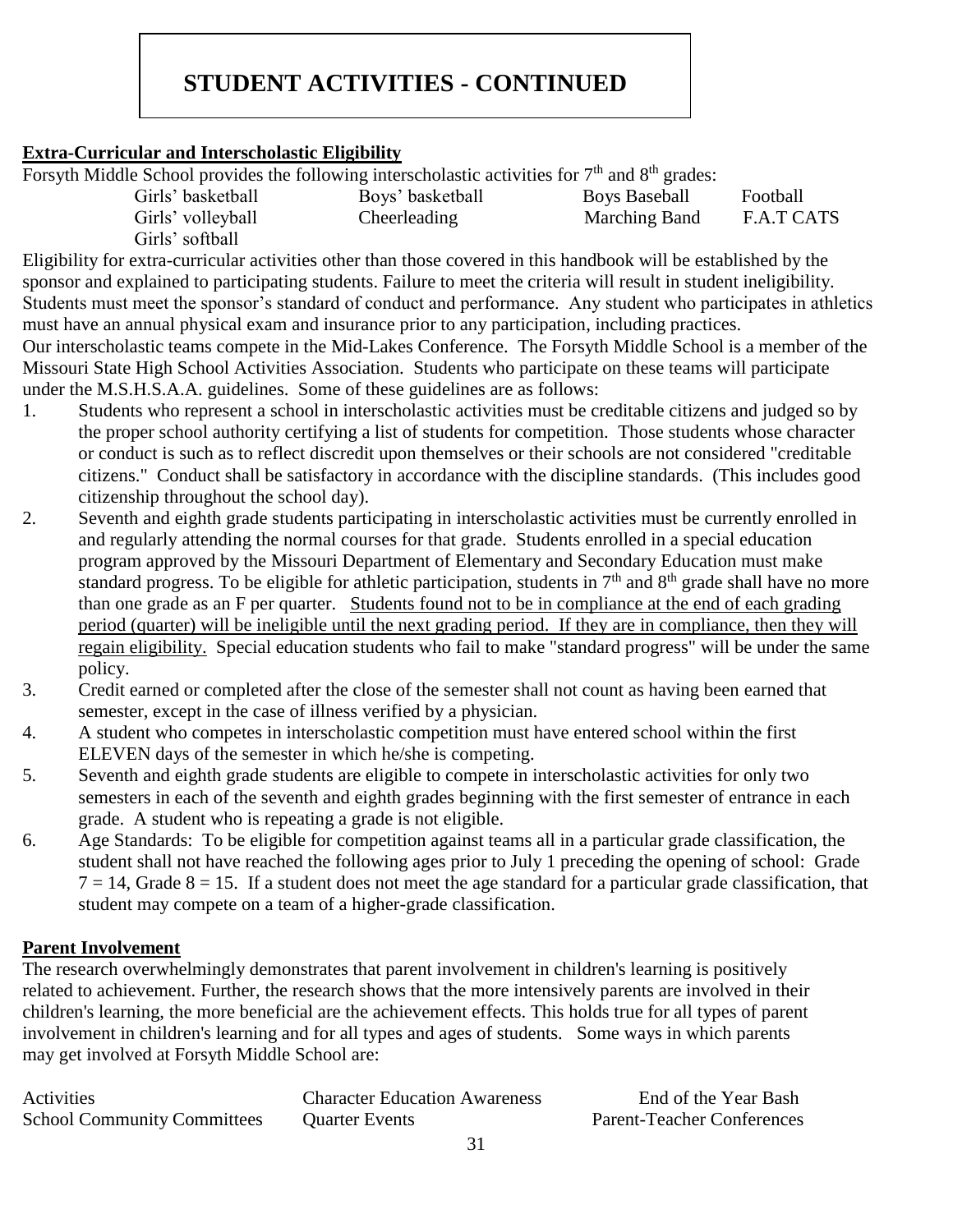# STUDENT ACTIVITIES - CONTINUED

**Extra-Curricular and Interscholastic Eligibility**

Forsyth Middle School provides the following interscholastic activities for 7th and 8th grades:

| | | | |
|---|---|---|---|
| Girls' basketball | Boys' basketball | Boys Baseball | Football |
| Girls' volleyball | Cheerleading | Marching Band | F.A.T CATS |
| Girls' softball | | | |

Eligibility for extra-curricular activities other than those covered in this handbook will be established by the sponsor and explained to participating students. Failure to meet the criteria will result in student ineligibility. Students must meet the sponsor's standard of conduct and performance. Any student who participates in athletics must have an annual physical exam and insurance prior to any participation, including practices.

Our interscholastic teams compete in the Mid-Lakes Conference. The Forsyth Middle School is a member of the Missouri State High School Activities Association. Students who participate on these teams will participate under the M.S.H.S.A.A. guidelines. Some of these guidelines are as follows:

1. Students who represent a school in interscholastic activities must be creditable citizens and judged so by the proper school authority certifying a list of students for competition. Those students whose character or conduct is such as to reflect discredit upon themselves or their schools are not considered "creditable citizens." Conduct shall be satisfactory in accordance with the discipline standards. (This includes good citizenship throughout the school day).
2. Seventh and eighth grade students participating in interscholastic activities must be currently enrolled in and regularly attending the normal courses for that grade. Students enrolled in a special education program approved by the Missouri Department of Elementary and Secondary Education must make standard progress. To be eligible for athletic participation, students in 7th and 8th grade shall have no more than one grade as an F per quarter. <u>Students found not to be in compliance at the end of each grading period (quarter) will be ineligible until the next grading period. If they are in compliance, then they will regain eligibility.</u> Special education students who fail to make "standard progress" will be under the same policy.
3. Credit earned or completed after the close of the semester shall not count as having been earned that semester, except in the case of illness verified by a physician.
4. A student who competes in interscholastic competition must have entered school within the first ELEVEN days of the semester in which he/she is competing.
5. Seventh and eighth grade students are eligible to compete in interscholastic activities for only two semesters in each of the seventh and eighth grades beginning with the first semester of entrance in each grade. A student who is repeating a grade is not eligible.
6. Age Standards: To be eligible for competition against teams all in a particular grade classification, the student shall not have reached the following ages prior to July 1 preceding the opening of school: Grade 7 = 14, Grade 8 = 15. If a student does not meet the age standard for a particular grade classification, that student may compete on a team of a higher-grade classification.

**Parent Involvement**

The research overwhelmingly demonstrates that parent involvement in children's learning is positively related to achievement. Further, the research shows that the more intensively parents are involved in their children's learning, the more beneficial are the achievement effects. This holds true for all types of parent involvement in children's learning and for all types and ages of students. Some ways in which parents may get involved at Forsyth Middle School are:

| | | |
|---|---|---|
| Activities | Character Education Awareness | End of the Year Bash |
| School Community Committees | Quarter Events | Parent-Teacher Conferences |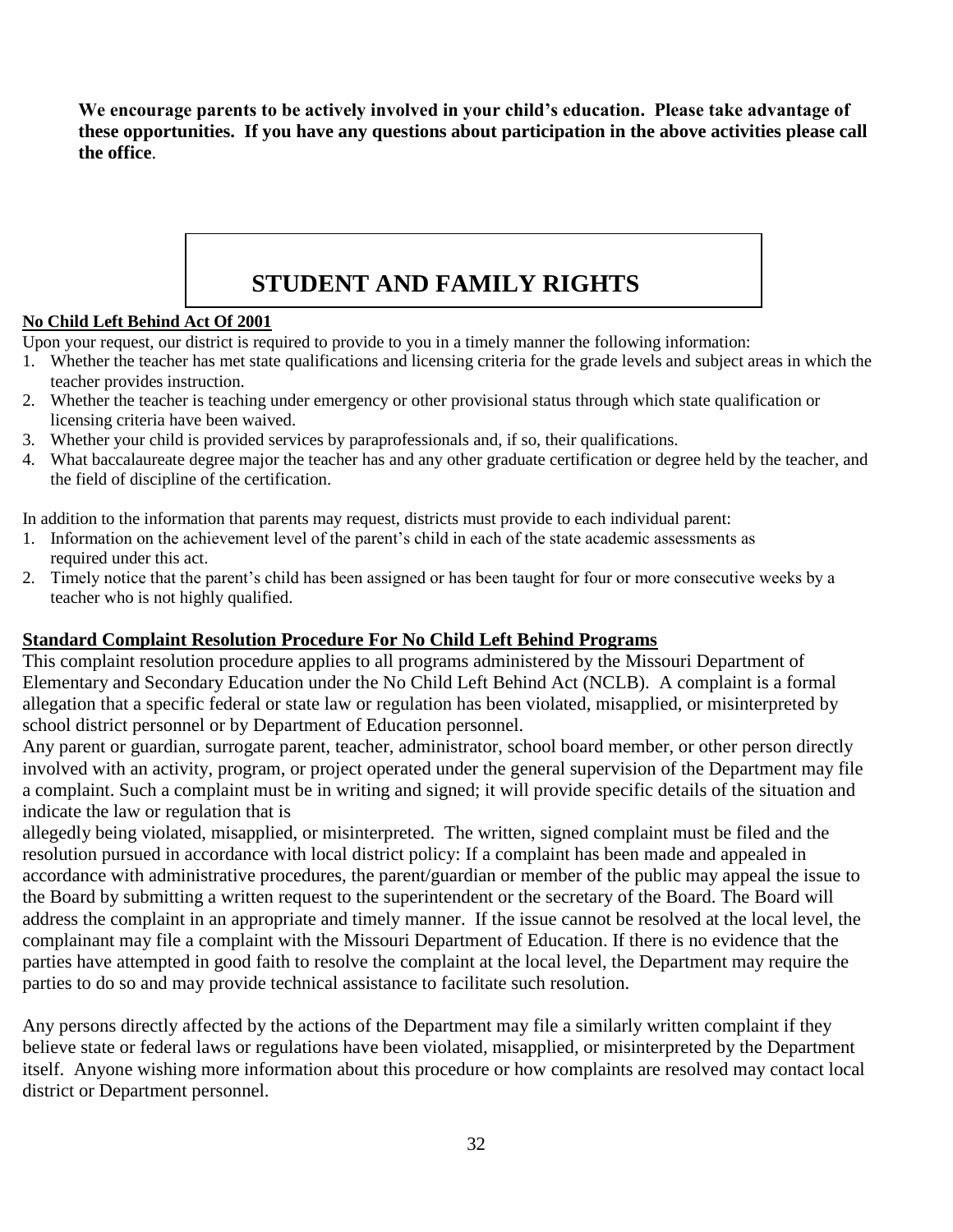**We encourage parents to be actively involved in your child's education. Please take advantage of these opportunities. If you have any questions about participation in the above activities please call the office**.

# STUDENT AND FAMILY RIGHTS

**No Child Left Behind Act Of 2001**

Upon your request, our district is required to provide to you in a timely manner the following information:

1. Whether the teacher has met state qualifications and licensing criteria for the grade levels and subject areas in which the teacher provides instruction.
2. Whether the teacher is teaching under emergency or other provisional status through which state qualification or licensing criteria have been waived.
3. Whether your child is provided services by paraprofessionals and, if so, their qualifications.
4. What baccalaureate degree major the teacher has and any other graduate certification or degree held by the teacher, and the field of discipline of the certification.

In addition to the information that parents may request, districts must provide to each individual parent:

1. Information on the achievement level of the parent's child in each of the state academic assessments as required under this act.
2. Timely notice that the parent's child has been assigned or has been taught for four or more consecutive weeks by a teacher who is not highly qualified.

**Standard Complaint Resolution Procedure For No Child Left Behind Programs**

This complaint resolution procedure applies to all programs administered by the Missouri Department of Elementary and Secondary Education under the No Child Left Behind Act (NCLB). A complaint is a formal allegation that a specific federal or state law or regulation has been violated, misapplied, or misinterpreted by school district personnel or by Department of Education personnel.

Any parent or guardian, surrogate parent, teacher, administrator, school board member, or other person directly involved with an activity, program, or project operated under the general supervision of the Department may file a complaint. Such a complaint must be in writing and signed; it will provide specific details of the situation and indicate the law or regulation that is allegedly being violated, misapplied, or misinterpreted. The written, signed complaint must be filed and the resolution pursued in accordance with local district policy: If a complaint has been made and appealed in accordance with administrative procedures, the parent/guardian or member of the public may appeal the issue to the Board by submitting a written request to the superintendent or the secretary of the Board. The Board will address the complaint in an appropriate and timely manner. If the issue cannot be resolved at the local level, the complainant may file a complaint with the Missouri Department of Education. If there is no evidence that the parties have attempted in good faith to resolve the complaint at the local level, the Department may require the parties to do so and may provide technical assistance to facilitate such resolution.

Any persons directly affected by the actions of the Department may file a similarly written complaint if they believe state or federal laws or regulations have been violated, misapplied, or misinterpreted by the Department itself. Anyone wishing more information about this procedure or how complaints are resolved may contact local district or Department personnel.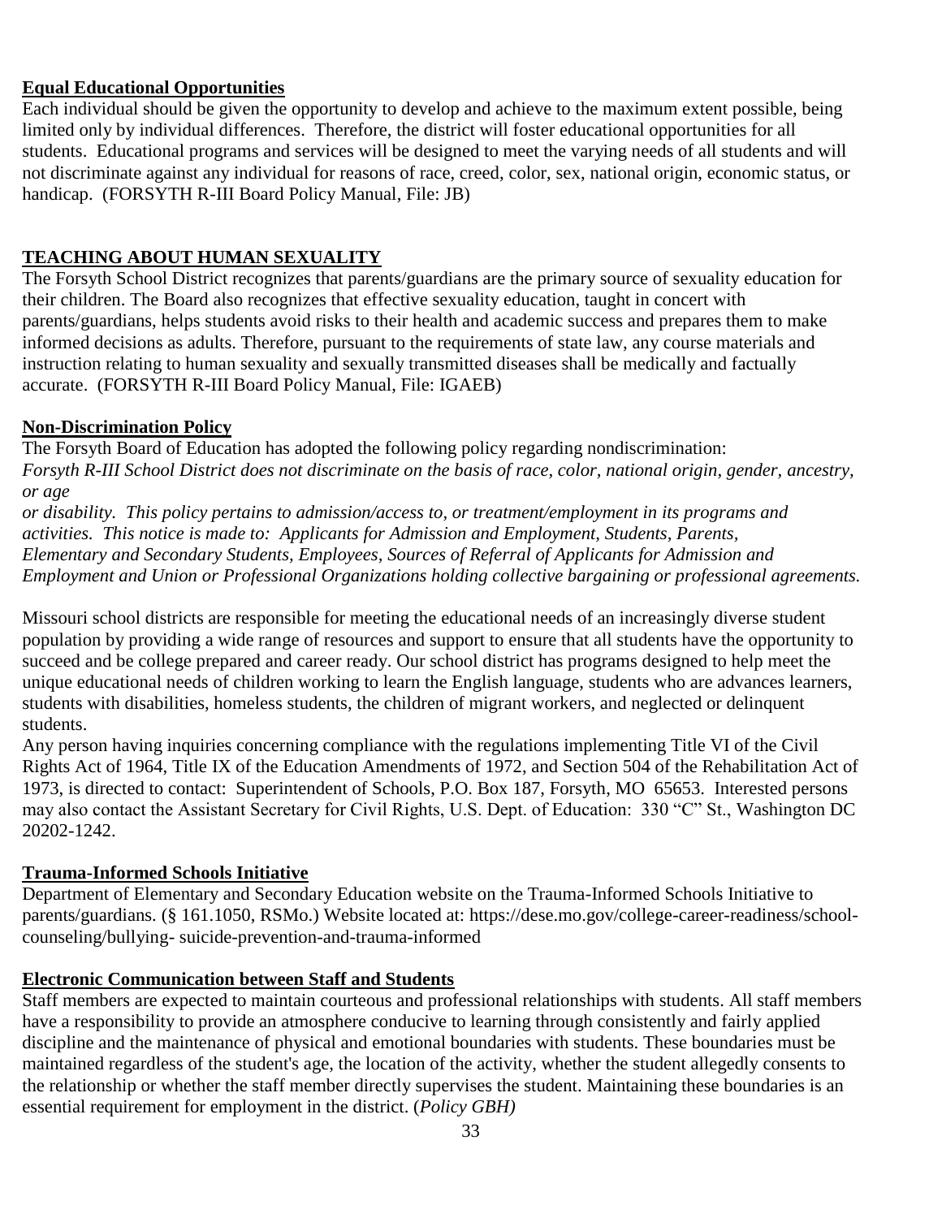**Equal Educational Opportunities**

Each individual should be given the opportunity to develop and achieve to the maximum extent possible, being limited only by individual differences. Therefore, the district will foster educational opportunities for all students. Educational programs and services will be designed to meet the varying needs of all students and will not discriminate against any individual for reasons of race, creed, color, sex, national origin, economic status, or handicap. (FORSYTH R-III Board Policy Manual, File: JB)

**TEACHING ABOUT HUMAN SEXUALITY**

The Forsyth School District recognizes that parents/guardians are the primary source of sexuality education for their children. The Board also recognizes that effective sexuality education, taught in concert with parents/guardians, helps students avoid risks to their health and academic success and prepares them to make informed decisions as adults. Therefore, pursuant to the requirements of state law, any course materials and instruction relating to human sexuality and sexually transmitted diseases shall be medically and factually accurate. (FORSYTH R-III Board Policy Manual, File: IGAEB)

**Non-Discrimination Policy**

The Forsyth Board of Education has adopted the following policy regarding nondiscrimination:
*Forsyth R-III School District does not discriminate on the basis of race, color, national origin, gender, ancestry, or age*
*or disability. This policy pertains to admission/access to, or treatment/employment in its programs and activities. This notice is made to: Applicants for Admission and Employment, Students, Parents, Elementary and Secondary Students, Employees, Sources of Referral of Applicants for Admission and Employment and Union or Professional Organizations holding collective bargaining or professional agreements.*

Missouri school districts are responsible for meeting the educational needs of an increasingly diverse student population by providing a wide range of resources and support to ensure that all students have the opportunity to succeed and be college prepared and career ready. Our school district has programs designed to help meet the unique educational needs of children working to learn the English language, students who are advances learners, students with disabilities, homeless students, the children of migrant workers, and neglected or delinquent students.
Any person having inquiries concerning compliance with the regulations implementing Title VI of the Civil Rights Act of 1964, Title IX of the Education Amendments of 1972, and Section 504 of the Rehabilitation Act of 1973, is directed to contact: Superintendent of Schools, P.O. Box 187, Forsyth, MO 65653. Interested persons may also contact the Assistant Secretary for Civil Rights, U.S. Dept. of Education: 330 "C" St., Washington DC 20202-1242.

**Trauma-Informed Schools Initiative**

Department of Elementary and Secondary Education website on the Trauma-Informed Schools Initiative to parents/guardians. (§ 161.1050, RSMo.) Website located at: https://dese.mo.gov/college-career-readiness/school-counseling/bullying- suicide-prevention-and-trauma-informed

**Electronic Communication between Staff and Students**

Staff members are expected to maintain courteous and professional relationships with students. All staff members have a responsibility to provide an atmosphere conducive to learning through consistently and fairly applied discipline and the maintenance of physical and emotional boundaries with students. These boundaries must be maintained regardless of the student's age, the location of the activity, whether the student allegedly consents to the relationship or whether the staff member directly supervises the student. Maintaining these boundaries is an essential requirement for employment in the district. (*Policy GBH)*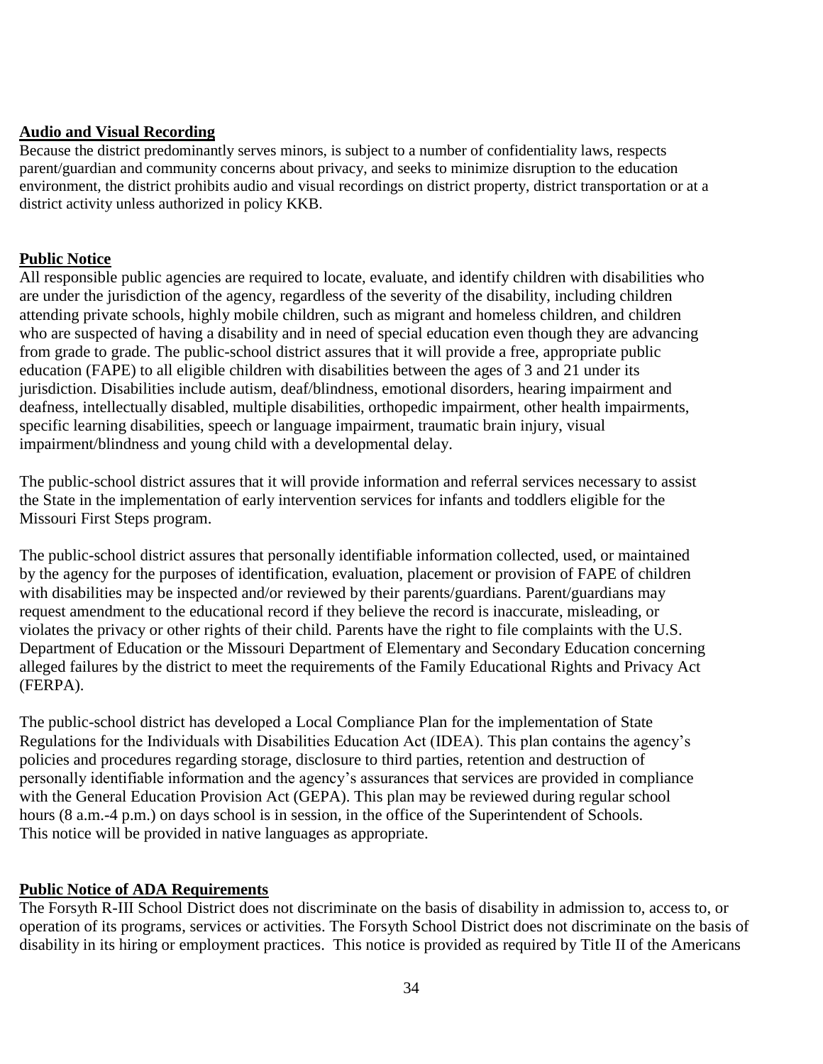**Audio and Visual Recording**

Because the district predominantly serves minors, is subject to a number of confidentiality laws, respects parent/guardian and community concerns about privacy, and seeks to minimize disruption to the education environment, the district prohibits audio and visual recordings on district property, district transportation or at a district activity unless authorized in policy KKB.

**Public Notice**

All responsible public agencies are required to locate, evaluate, and identify children with disabilities who are under the jurisdiction of the agency, regardless of the severity of the disability, including children attending private schools, highly mobile children, such as migrant and homeless children, and children who are suspected of having a disability and in need of special education even though they are advancing from grade to grade. The public-school district assures that it will provide a free, appropriate public education (FAPE) to all eligible children with disabilities between the ages of 3 and 21 under its jurisdiction. Disabilities include autism, deaf/blindness, emotional disorders, hearing impairment and deafness, intellectually disabled, multiple disabilities, orthopedic impairment, other health impairments, specific learning disabilities, speech or language impairment, traumatic brain injury, visual impairment/blindness and young child with a developmental delay.

The public-school district assures that it will provide information and referral services necessary to assist the State in the implementation of early intervention services for infants and toddlers eligible for the Missouri First Steps program.

The public-school district assures that personally identifiable information collected, used, or maintained by the agency for the purposes of identification, evaluation, placement or provision of FAPE of children with disabilities may be inspected and/or reviewed by their parents/guardians. Parent/guardians may request amendment to the educational record if they believe the record is inaccurate, misleading, or violates the privacy or other rights of their child. Parents have the right to file complaints with the U.S. Department of Education or the Missouri Department of Elementary and Secondary Education concerning alleged failures by the district to meet the requirements of the Family Educational Rights and Privacy Act (FERPA).

The public-school district has developed a Local Compliance Plan for the implementation of State Regulations for the Individuals with Disabilities Education Act (IDEA). This plan contains the agency's policies and procedures regarding storage, disclosure to third parties, retention and destruction of personally identifiable information and the agency's assurances that services are provided in compliance with the General Education Provision Act (GEPA). This plan may be reviewed during regular school hours (8 a.m.-4 p.m.) on days school is in session, in the office of the Superintendent of Schools. This notice will be provided in native languages as appropriate.

**Public Notice of ADA Requirements**

The Forsyth R-III School District does not discriminate on the basis of disability in admission to, access to, or operation of its programs, services or activities. The Forsyth School District does not discriminate on the basis of disability in its hiring or employment practices. This notice is provided as required by Title II of the Americans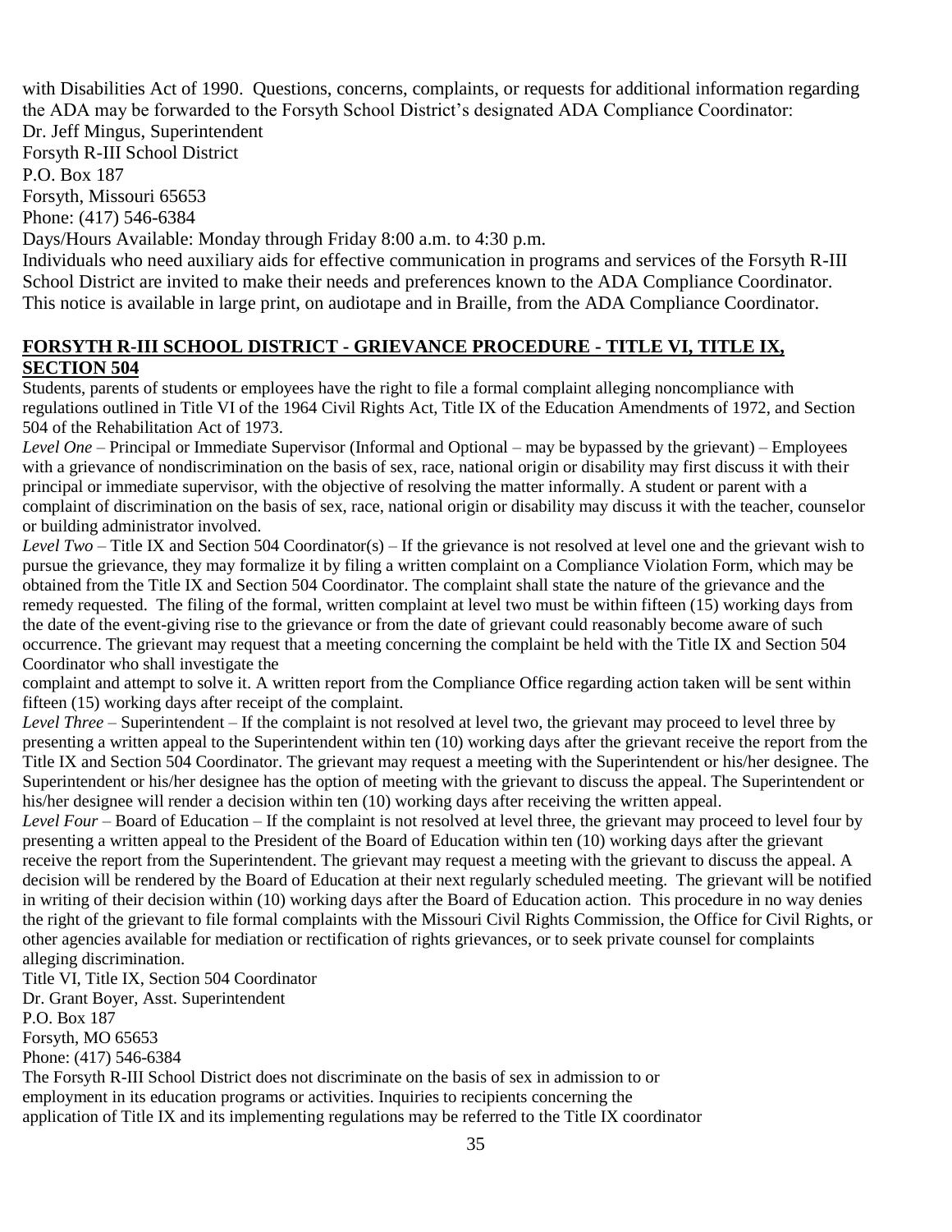with Disabilities Act of 1990. Questions, concerns, complaints, or requests for additional information regarding the ADA may be forwarded to the Forsyth School District's designated ADA Compliance Coordinator:
Dr. Jeff Mingus, Superintendent
Forsyth R-III School District
P.O. Box 187
Forsyth, Missouri 65653
Phone: (417) 546-6384
Days/Hours Available: Monday through Friday 8:00 a.m. to 4:30 p.m.
Individuals who need auxiliary aids for effective communication in programs and services of the Forsyth R-III School District are invited to make their needs and preferences known to the ADA Compliance Coordinator.
This notice is available in large print, on audiotape and in Braille, from the ADA Compliance Coordinator.

## FORSYTH R-III SCHOOL DISTRICT - GRIEVANCE PROCEDURE - TITLE VI, TITLE IX, SECTION 504

Students, parents of students or employees have the right to file a formal complaint alleging noncompliance with regulations outlined in Title VI of the 1964 Civil Rights Act, Title IX of the Education Amendments of 1972, and Section 504 of the Rehabilitation Act of 1973.

*Level One* – Principal or Immediate Supervisor (Informal and Optional – may be bypassed by the grievant) – Employees with a grievance of nondiscrimination on the basis of sex, race, national origin or disability may first discuss it with their principal or immediate supervisor, with the objective of resolving the matter informally. A student or parent with a complaint of discrimination on the basis of sex, race, national origin or disability may discuss it with the teacher, counselor or building administrator involved.

*Level Two* – Title IX and Section 504 Coordinator(s) – If the grievance is not resolved at level one and the grievant wish to pursue the grievance, they may formalize it by filing a written complaint on a Compliance Violation Form, which may be obtained from the Title IX and Section 504 Coordinator. The complaint shall state the nature of the grievance and the remedy requested. The filing of the formal, written complaint at level two must be within fifteen (15) working days from the date of the event-giving rise to the grievance or from the date of grievant could reasonably become aware of such occurrence. The grievant may request that a meeting concerning the complaint be held with the Title IX and Section 504 Coordinator who shall investigate the complaint and attempt to solve it. A written report from the Compliance Office regarding action taken will be sent within fifteen (15) working days after receipt of the complaint.

*Level Three* – Superintendent – If the complaint is not resolved at level two, the grievant may proceed to level three by presenting a written appeal to the Superintendent within ten (10) working days after the grievant receive the report from the Title IX and Section 504 Coordinator. The grievant may request a meeting with the Superintendent or his/her designee. The Superintendent or his/her designee has the option of meeting with the grievant to discuss the appeal. The Superintendent or his/her designee will render a decision within ten (10) working days after receiving the written appeal.

*Level Four* – Board of Education – If the complaint is not resolved at level three, the grievant may proceed to level four by presenting a written appeal to the President of the Board of Education within ten (10) working days after the grievant receive the report from the Superintendent. The grievant may request a meeting with the grievant to discuss the appeal. A decision will be rendered by the Board of Education at their next regularly scheduled meeting. The grievant will be notified in writing of their decision within (10) working days after the Board of Education action. This procedure in no way denies the right of the grievant to file formal complaints with the Missouri Civil Rights Commission, the Office for Civil Rights, or other agencies available for mediation or rectification of rights grievances, or to seek private counsel for complaints alleging discrimination.

Title VI, Title IX, Section 504 Coordinator
Dr. Grant Boyer, Asst. Superintendent
P.O. Box 187
Forsyth, MO 65653
Phone: (417) 546-6384

The Forsyth R-III School District does not discriminate on the basis of sex in admission to or employment in its education programs or activities. Inquiries to recipients concerning the application of Title IX and its implementing regulations may be referred to the Title IX coordinator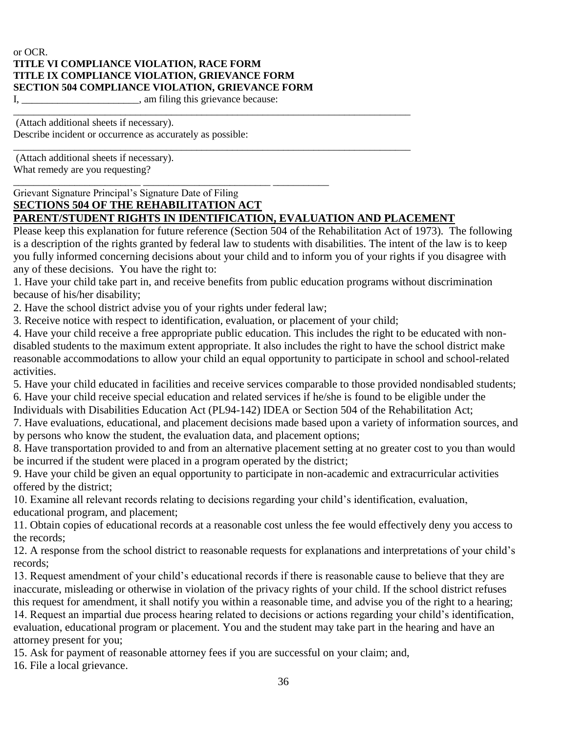or OCR.

**TITLE VI COMPLIANCE VIOLATION, RACE FORM**
**TITLE IX COMPLIANCE VIOLATION, GRIEVANCE FORM**
**SECTION 504 COMPLIANCE VIOLATION, GRIEVANCE FORM**

I, _______________________, am filing this grievance because:

_______________________________________________________________________________

(Attach additional sheets if necessary).

Describe incident or occurrence as accurately as possible:

_______________________________________________________________________________

(Attach additional sheets if necessary).

What remedy are you requesting?

________________________ ________________________ ___________

Grievant Signature Principal's Signature Date of Filing

## SECTIONS 504 OF THE REHABILITATION ACT

## PARENT/STUDENT RIGHTS IN IDENTIFICATION, EVALUATION AND PLACEMENT

Please keep this explanation for future reference (Section 504 of the Rehabilitation Act of 1973). The following is a description of the rights granted by federal law to students with disabilities. The intent of the law is to keep you fully informed concerning decisions about your child and to inform you of your rights if you disagree with any of these decisions. You have the right to:

1. Have your child take part in, and receive benefits from public education programs without discrimination because of his/her disability;
2. Have the school district advise you of your rights under federal law;
3. Receive notice with respect to identification, evaluation, or placement of your child;
4. Have your child receive a free appropriate public education. This includes the right to be educated with non-disabled students to the maximum extent appropriate. It also includes the right to have the school district make reasonable accommodations to allow your child an equal opportunity to participate in school and school-related activities.
5. Have your child educated in facilities and receive services comparable to those provided nondisabled students;
6. Have your child receive special education and related services if he/she is found to be eligible under the Individuals with Disabilities Education Act (PL94-142) IDEA or Section 504 of the Rehabilitation Act;
7. Have evaluations, educational, and placement decisions made based upon a variety of information sources, and by persons who know the student, the evaluation data, and placement options;
8. Have transportation provided to and from an alternative placement setting at no greater cost to you than would be incurred if the student were placed in a program operated by the district;
9. Have your child be given an equal opportunity to participate in non-academic and extracurricular activities offered by the district;
10. Examine all relevant records relating to decisions regarding your child's identification, evaluation, educational program, and placement;
11. Obtain copies of educational records at a reasonable cost unless the fee would effectively deny you access to the records;
12. A response from the school district to reasonable requests for explanations and interpretations of your child's records;
13. Request amendment of your child's educational records if there is reasonable cause to believe that they are inaccurate, misleading or otherwise in violation of the privacy rights of your child. If the school district refuses this request for amendment, it shall notify you within a reasonable time, and advise you of the right to a hearing;
14. Request an impartial due process hearing related to decisions or actions regarding your child's identification, evaluation, educational program or placement. You and the student may take part in the hearing and have an attorney present for you;
15. Ask for payment of reasonable attorney fees if you are successful on your claim; and,
16. File a local grievance.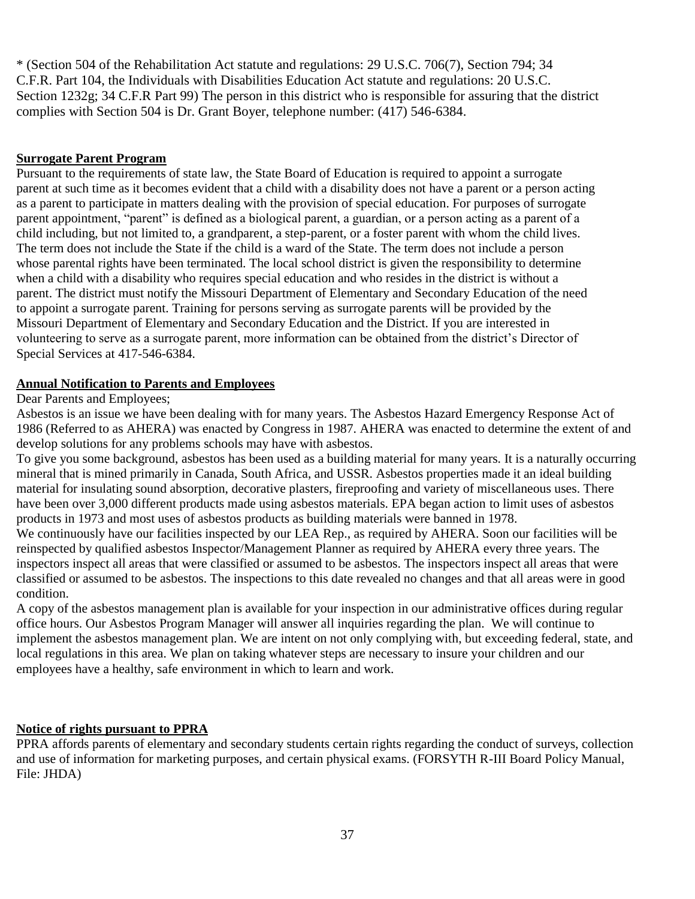* (Section 504 of the Rehabilitation Act statute and regulations: 29 U.S.C. 706(7), Section 794; 34 C.F.R. Part 104, the Individuals with Disabilities Education Act statute and regulations: 20 U.S.C. Section 1232g; 34 C.F.R Part 99) The person in this district who is responsible for assuring that the district complies with Section 504 is Dr. Grant Boyer, telephone number: (417) 546-6384.

**Surrogate Parent Program**

Pursuant to the requirements of state law, the State Board of Education is required to appoint a surrogate parent at such time as it becomes evident that a child with a disability does not have a parent or a person acting as a parent to participate in matters dealing with the provision of special education. For purposes of surrogate parent appointment, "parent" is defined as a biological parent, a guardian, or a person acting as a parent of a child including, but not limited to, a grandparent, a step-parent, or a foster parent with whom the child lives. The term does not include the State if the child is a ward of the State. The term does not include a person whose parental rights have been terminated. The local school district is given the responsibility to determine when a child with a disability who requires special education and who resides in the district is without a parent. The district must notify the Missouri Department of Elementary and Secondary Education of the need to appoint a surrogate parent. Training for persons serving as surrogate parents will be provided by the Missouri Department of Elementary and Secondary Education and the District. If you are interested in volunteering to serve as a surrogate parent, more information can be obtained from the district's Director of Special Services at 417-546-6384.

**Annual Notification to Parents and Employees**

Dear Parents and Employees;

Asbestos is an issue we have been dealing with for many years. The Asbestos Hazard Emergency Response Act of 1986 (Referred to as AHERA) was enacted by Congress in 1987. AHERA was enacted to determine the extent of and develop solutions for any problems schools may have with asbestos.

To give you some background, asbestos has been used as a building material for many years. It is a naturally occurring mineral that is mined primarily in Canada, South Africa, and USSR. Asbestos properties made it an ideal building material for insulating sound absorption, decorative plasters, fireproofing and variety of miscellaneous uses. There have been over 3,000 different products made using asbestos materials. EPA began action to limit uses of asbestos products in 1973 and most uses of asbestos products as building materials were banned in 1978.

We continuously have our facilities inspected by our LEA Rep., as required by AHERA. Soon our facilities will be reinspected by qualified asbestos Inspector/Management Planner as required by AHERA every three years. The inspectors inspect all areas that were classified or assumed to be asbestos. The inspectors inspect all areas that were classified or assumed to be asbestos. The inspections to this date revealed no changes and that all areas were in good condition.

A copy of the asbestos management plan is available for your inspection in our administrative offices during regular office hours. Our Asbestos Program Manager will answer all inquiries regarding the plan. We will continue to implement the asbestos management plan. We are intent on not only complying with, but exceeding federal, state, and local regulations in this area. We plan on taking whatever steps are necessary to insure your children and our employees have a healthy, safe environment in which to learn and work.

**Notice of rights pursuant to PPRA**

PPRA affords parents of elementary and secondary students certain rights regarding the conduct of surveys, collection and use of information for marketing purposes, and certain physical exams. (FORSYTH R-III Board Policy Manual, File: JHDA)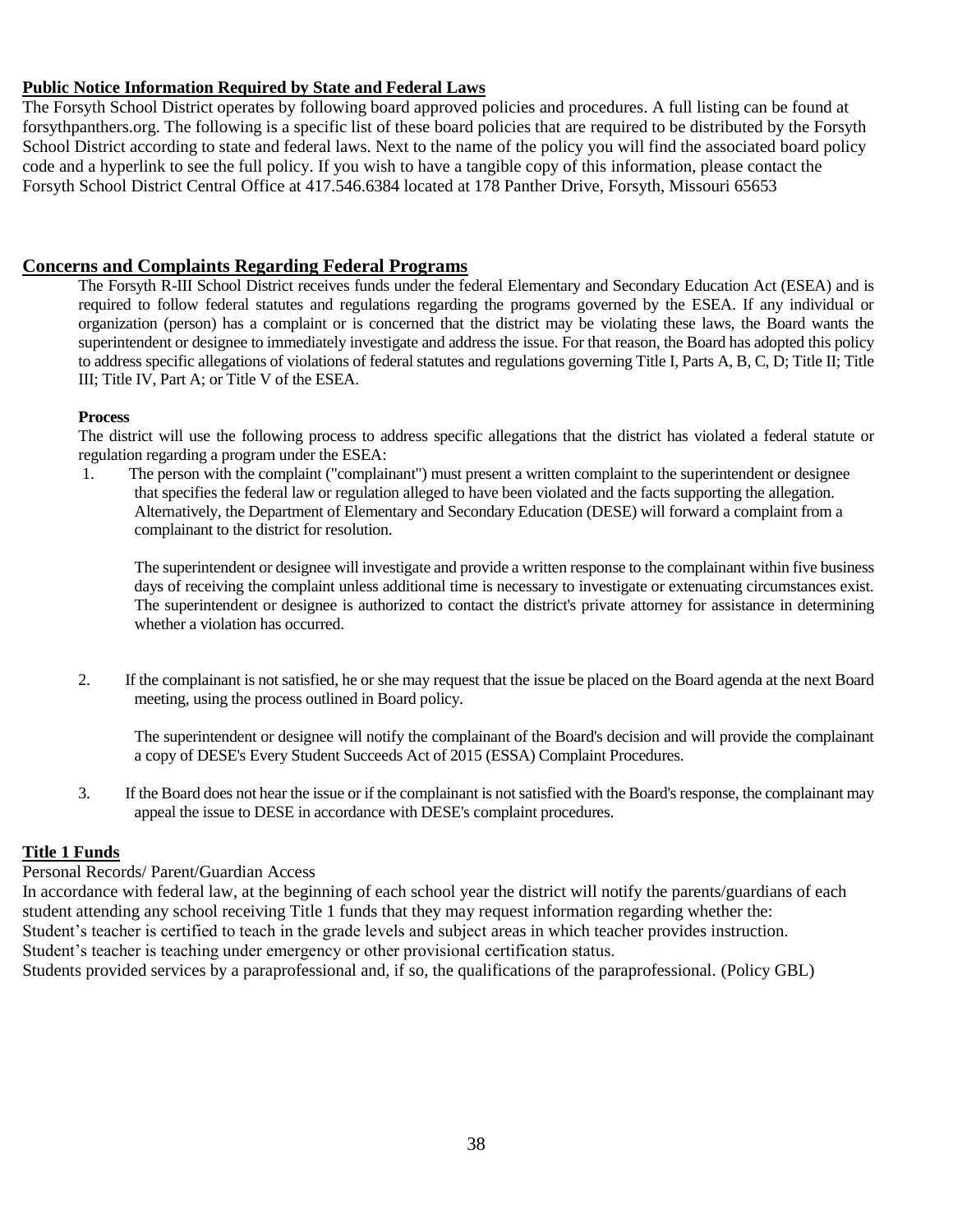## Public Notice Information Required by State and Federal Laws

The Forsyth School District operates by following board approved policies and procedures. A full listing can be found at forsythpanthers.org. The following is a specific list of these board policies that are required to be distributed by the Forsyth School District according to state and federal laws. Next to the name of the policy you will find the associated board policy code and a hyperlink to see the full policy. If you wish to have a tangible copy of this information, please contact the Forsyth School District Central Office at 417.546.6384 located at 178 Panther Drive, Forsyth, Missouri 65653

## Concerns and Complaints Regarding Federal Programs

The Forsyth R-III School District receives funds under the federal Elementary and Secondary Education Act (ESEA) and is required to follow federal statutes and regulations regarding the programs governed by the ESEA. If any individual or organization (person) has a complaint or is concerned that the district may be violating these laws, the Board wants the superintendent or designee to immediately investigate and address the issue. For that reason, the Board has adopted this policy to address specific allegations of violations of federal statutes and regulations governing Title I, Parts A, B, C, D; Title II; Title III; Title IV, Part A; or Title V of the ESEA.

**Process**

The district will use the following process to address specific allegations that the district has violated a federal statute or regulation regarding a program under the ESEA:

1. The person with the complaint ("complainant") must present a written complaint to the superintendent or designee that specifies the federal law or regulation alleged to have been violated and the facts supporting the allegation. Alternatively, the Department of Elementary and Secondary Education (DESE) will forward a complaint from a complainant to the district for resolution.

   The superintendent or designee will investigate and provide a written response to the complainant within five business days of receiving the complaint unless additional time is necessary to investigate or extenuating circumstances exist. The superintendent or designee is authorized to contact the district's private attorney for assistance in determining whether a violation has occurred.

2. If the complainant is not satisfied, he or she may request that the issue be placed on the Board agenda at the next Board meeting, using the process outlined in Board policy.

   The superintendent or designee will notify the complainant of the Board's decision and will provide the complainant a copy of DESE's Every Student Succeeds Act of 2015 (ESSA) Complaint Procedures.

3. If the Board does not hear the issue or if the complainant is not satisfied with the Board's response, the complainant may appeal the issue to DESE in accordance with DESE's complaint procedures.

## Title 1 Funds

Personal Records/ Parent/Guardian Access

In accordance with federal law, at the beginning of each school year the district will notify the parents/guardians of each student attending any school receiving Title 1 funds that they may request information regarding whether the:

Student's teacher is certified to teach in the grade levels and subject areas in which teacher provides instruction.

Student's teacher is teaching under emergency or other provisional certification status.

Students provided services by a paraprofessional and, if so, the qualifications of the paraprofessional. (Policy GBL)